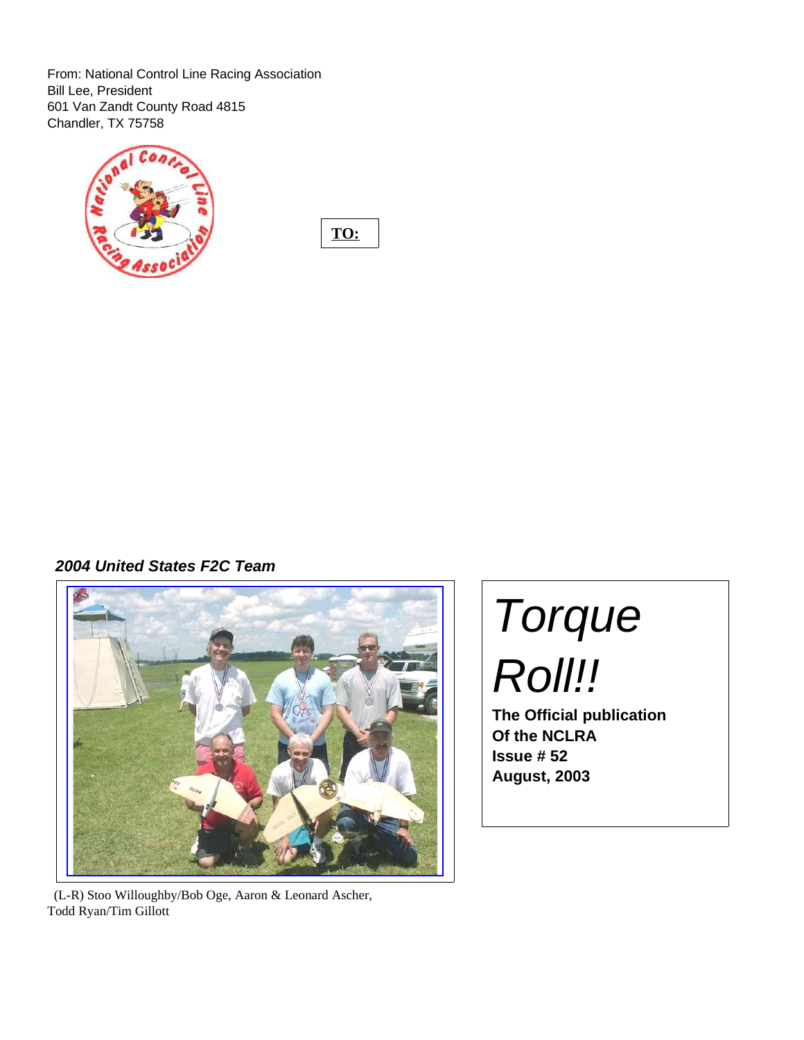From: National Control Line Racing Association
Bill Lee, President
601 Van Zandt County Road 4815
Chandler, TX 75758

**TO:**

***2004 United States F2C Team***

(L-R) Stoo Willoughby/Bob Oge, Aaron & Leonard Ascher, Todd Ryan/Tim Gillott

# *Torque Roll!!*

**The Official publication**
**Of the NCLRA**
**Issue # 52**
**August, 2003**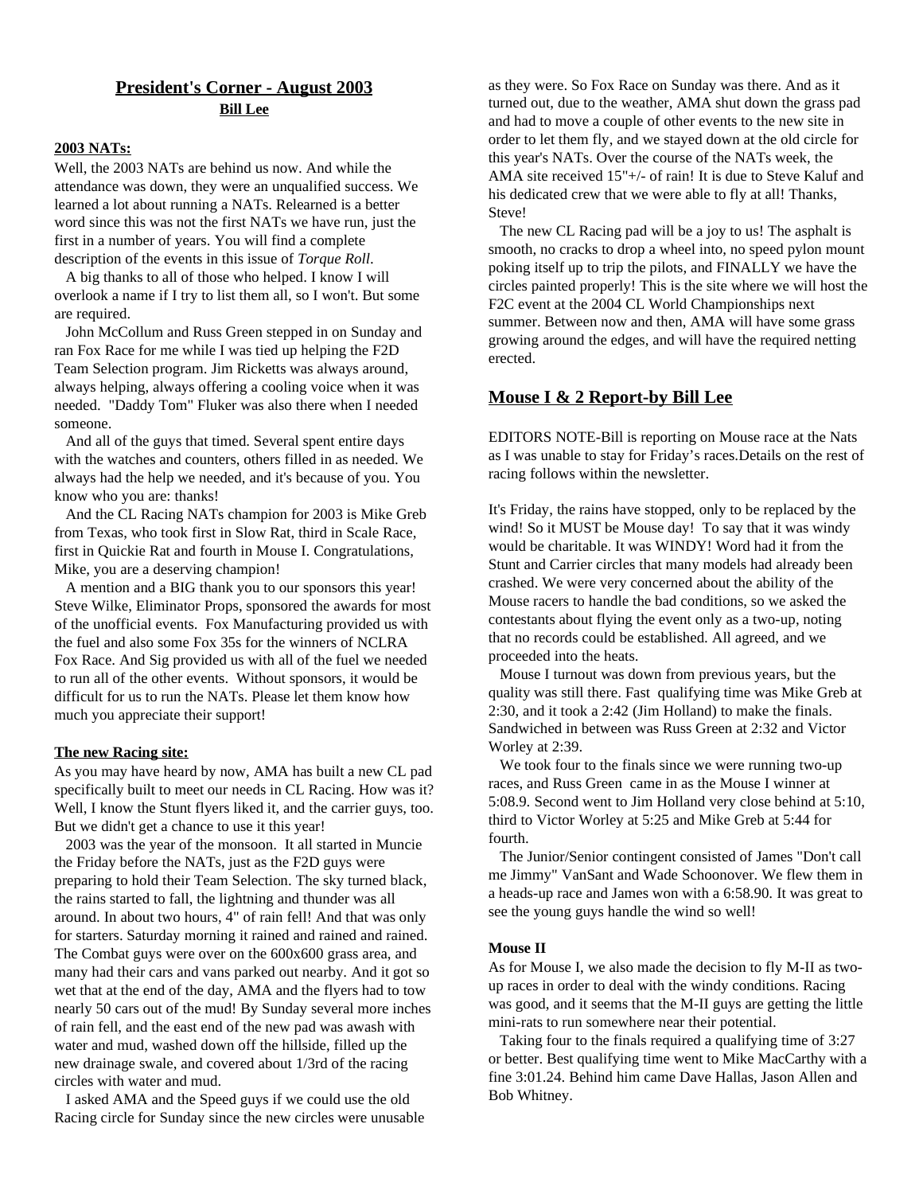## President's Corner - August 2003

**Bill Lee**

### 2003 NATs:

Well, the 2003 NATs are behind us now. And while the attendance was down, they were an unqualified success. We learned a lot about running a NATs. Relearned is a better word since this was not the first NATs we have run, just the first in a number of years. You will find a complete description of the events in this issue of *Torque Roll*.

A big thanks to all of those who helped. I know I will overlook a name if I try to list them all, so I won't. But some are required.

John McCollum and Russ Green stepped in on Sunday and ran Fox Race for me while I was tied up helping the F2D Team Selection program. Jim Ricketts was always around, always helping, always offering a cooling voice when it was needed. "Daddy Tom" Fluker was also there when I needed someone.

And all of the guys that timed. Several spent entire days with the watches and counters, others filled in as needed. We always had the help we needed, and it's because of you. You know who you are: thanks!

And the CL Racing NATs champion for 2003 is Mike Greb from Texas, who took first in Slow Rat, third in Scale Race, first in Quickie Rat and fourth in Mouse I. Congratulations, Mike, you are a deserving champion!

A mention and a BIG thank you to our sponsors this year! Steve Wilke, Eliminator Props, sponsored the awards for most of the unofficial events. Fox Manufacturing provided us with the fuel and also some Fox 35s for the winners of NCLRA Fox Race. And Sig provided us with all of the fuel we needed to run all of the other events. Without sponsors, it would be difficult for us to run the NATs. Please let them know how much you appreciate their support!

### The new Racing site:

As you may have heard by now, AMA has built a new CL pad specifically built to meet our needs in CL Racing. How was it? Well, I know the Stunt flyers liked it, and the carrier guys, too. But we didn't get a chance to use it this year!

2003 was the year of the monsoon. It all started in Muncie the Friday before the NATs, just as the F2D guys were preparing to hold their Team Selection. The sky turned black, the rains started to fall, the lightning and thunder was all around. In about two hours, 4" of rain fell! And that was only for starters. Saturday morning it rained and rained and rained. The Combat guys were over on the 600x600 grass area, and many had their cars and vans parked out nearby. And it got so wet that at the end of the day, AMA and the flyers had to tow nearly 50 cars out of the mud! By Sunday several more inches of rain fell, and the east end of the new pad was awash with water and mud, washed down off the hillside, filled up the new drainage swale, and covered about 1/3rd of the racing circles with water and mud.

I asked AMA and the Speed guys if we could use the old Racing circle for Sunday since the new circles were unusable as they were. So Fox Race on Sunday was there. And as it turned out, due to the weather, AMA shut down the grass pad and had to move a couple of other events to the new site in order to let them fly, and we stayed down at the old circle for this year's NATs. Over the course of the NATs week, the AMA site received 15"+/- of rain! It is due to Steve Kaluf and his dedicated crew that we were able to fly at all! Thanks, Steve!

The new CL Racing pad will be a joy to us! The asphalt is smooth, no cracks to drop a wheel into, no speed pylon mount poking itself up to trip the pilots, and FINALLY we have the circles painted properly! This is the site where we will host the F2C event at the 2004 CL World Championships next summer. Between now and then, AMA will have some grass growing around the edges, and will have the required netting erected.

## Mouse I & 2 Report-by Bill Lee

EDITORS NOTE-Bill is reporting on Mouse race at the Nats as I was unable to stay for Friday's races.Details on the rest of racing follows within the newsletter.

It's Friday, the rains have stopped, only to be replaced by the wind! So it MUST be Mouse day! To say that it was windy would be charitable. It was WINDY! Word had it from the Stunt and Carrier circles that many models had already been crashed. We were very concerned about the ability of the Mouse racers to handle the bad conditions, so we asked the contestants about flying the event only as a two-up, noting that no records could be established. All agreed, and we proceeded into the heats.

Mouse I turnout was down from previous years, but the quality was still there. Fast qualifying time was Mike Greb at 2:30, and it took a 2:42 (Jim Holland) to make the finals. Sandwiched in between was Russ Green at 2:32 and Victor Worley at 2:39.

We took four to the finals since we were running two-up races, and Russ Green came in as the Mouse I winner at 5:08.9. Second went to Jim Holland very close behind at 5:10, third to Victor Worley at 5:25 and Mike Greb at 5:44 for fourth.

The Junior/Senior contingent consisted of James "Don't call me Jimmy" VanSant and Wade Schoonover. We flew them in a heads-up race and James won with a 6:58.90. It was great to see the young guys handle the wind so well!

#### Mouse II

As for Mouse I, we also made the decision to fly M-II as two-up races in order to deal with the windy conditions. Racing was good, and it seems that the M-II guys are getting the little mini-rats to run somewhere near their potential.

Taking four to the finals required a qualifying time of 3:27 or better. Best qualifying time went to Mike MacCarthy with a fine 3:01.24. Behind him came Dave Hallas, Jason Allen and Bob Whitney.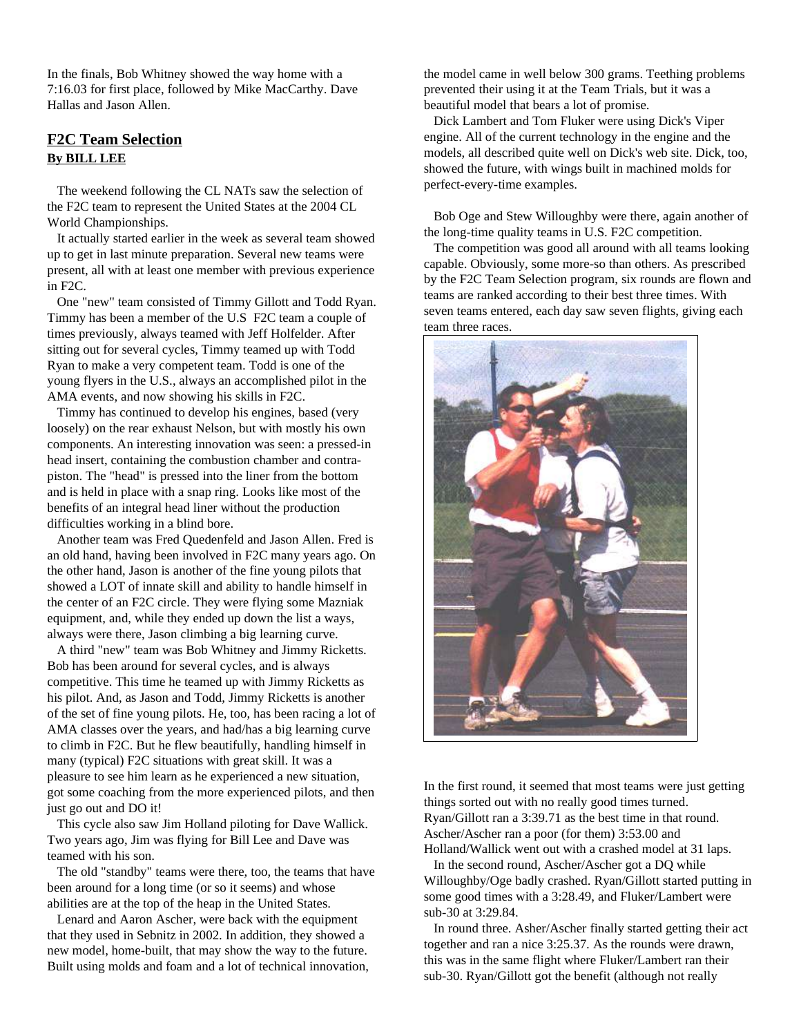In the finals, Bob Whitney showed the way home with a 7:16.03 for first place, followed by Mike MacCarthy. Dave Hallas and Jason Allen.

## F2C Team Selection

**By BILL LEE**

The weekend following the CL NATs saw the selection of the F2C team to represent the United States at the 2004 CL World Championships.

It actually started earlier in the week as several team showed up to get in last minute preparation. Several new teams were present, all with at least one member with previous experience in F2C.

One "new" team consisted of Timmy Gillott and Todd Ryan. Timmy has been a member of the U.S F2C team a couple of times previously, always teamed with Jeff Holfelder. After sitting out for several cycles, Timmy teamed up with Todd Ryan to make a very competent team. Todd is one of the young flyers in the U.S., always an accomplished pilot in the AMA events, and now showing his skills in F2C.

Timmy has continued to develop his engines, based (very loosely) on the rear exhaust Nelson, but with mostly his own components. An interesting innovation was seen: a pressed-in head insert, containing the combustion chamber and contra-piston. The "head" is pressed into the liner from the bottom and is held in place with a snap ring. Looks like most of the benefits of an integral head liner without the production difficulties working in a blind bore.

Another team was Fred Quedenfeld and Jason Allen. Fred is an old hand, having been involved in F2C many years ago. On the other hand, Jason is another of the fine young pilots that showed a LOT of innate skill and ability to handle himself in the center of an F2C circle. They were flying some Mazniak equipment, and, while they ended up down the list a ways, always were there, Jason climbing a big learning curve.

A third "new" team was Bob Whitney and Jimmy Ricketts. Bob has been around for several cycles, and is always competitive. This time he teamed up with Jimmy Ricketts as his pilot. And, as Jason and Todd, Jimmy Ricketts is another of the set of fine young pilots. He, too, has been racing a lot of AMA classes over the years, and had/has a big learning curve to climb in F2C. But he flew beautifully, handling himself in many (typical) F2C situations with great skill. It was a pleasure to see him learn as he experienced a new situation, got some coaching from the more experienced pilots, and then just go out and DO it!

This cycle also saw Jim Holland piloting for Dave Wallick. Two years ago, Jim was flying for Bill Lee and Dave was teamed with his son.

The old "standby" teams were there, too, the teams that have been around for a long time (or so it seems) and whose abilities are at the top of the heap in the United States.

Lenard and Aaron Ascher, were back with the equipment that they used in Sebnitz in 2002. In addition, they showed a new model, home-built, that may show the way to the future. Built using molds and foam and a lot of technical innovation, the model came in well below 300 grams. Teething problems prevented their using it at the Team Trials, but it was a beautiful model that bears a lot of promise.

Dick Lambert and Tom Fluker were using Dick's Viper engine. All of the current technology in the engine and the models, all described quite well on Dick's web site. Dick, too, showed the future, with wings built in machined molds for perfect-every-time examples.

Bob Oge and Stew Willoughby were there, again another of the long-time quality teams in U.S. F2C competition.

The competition was good all around with all teams looking capable. Obviously, some more-so than others. As prescribed by the F2C Team Selection program, six rounds are flown and teams are ranked according to their best three times. With seven teams entered, each day saw seven flights, giving each team three races.

In the first round, it seemed that most teams were just getting things sorted out with no really good times turned. Ryan/Gillott ran a 3:39.71 as the best time in that round. Ascher/Ascher ran a poor (for them) 3:53.00 and Holland/Wallick went out with a crashed model at 31 laps.

In the second round, Ascher/Ascher got a DQ while Willoughby/Oge badly crashed. Ryan/Gillott started putting in some good times with a 3:28.49, and Fluker/Lambert were sub-30 at 3:29.84.

In round three. Asher/Ascher finally started getting their act together and ran a nice 3:25.37. As the rounds were drawn, this was in the same flight where Fluker/Lambert ran their sub-30. Ryan/Gillott got the benefit (although not really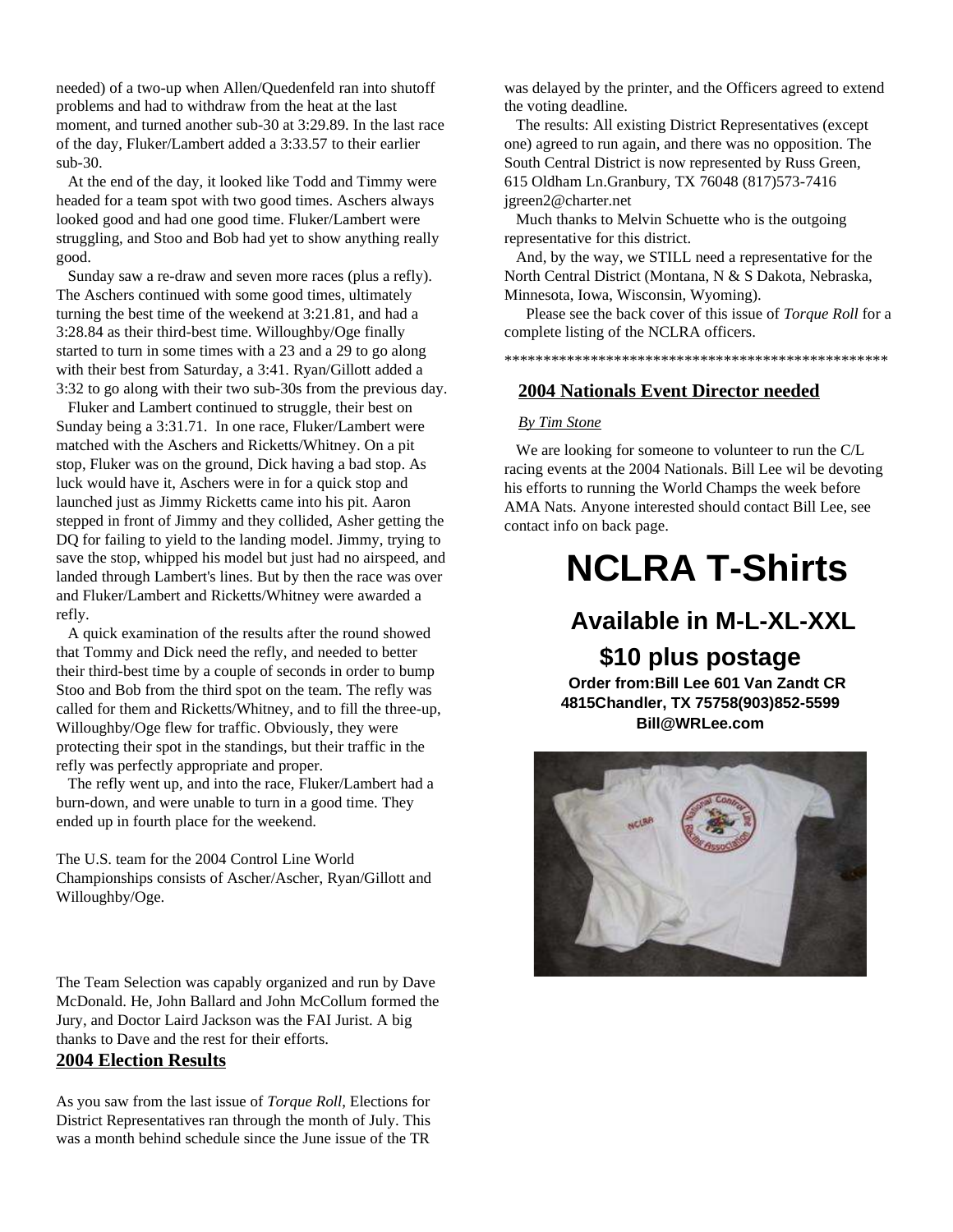needed) of a two-up when Allen/Quedenfeld ran into shutoff problems and had to withdraw from the heat at the last moment, and turned another sub-30 at 3:29.89. In the last race of the day, Fluker/Lambert added a 3:33.57 to their earlier sub-30.

At the end of the day, it looked like Todd and Timmy were headed for a team spot with two good times. Aschers always looked good and had one good time. Fluker/Lambert were struggling, and Stoo and Bob had yet to show anything really good.

Sunday saw a re-draw and seven more races (plus a refly). The Aschers continued with some good times, ultimately turning the best time of the weekend at 3:21.81, and had a 3:28.84 as their third-best time. Willoughby/Oge finally started to turn in some times with a 23 and a 29 to go along with their best from Saturday, a 3:41. Ryan/Gillott added a 3:32 to go along with their two sub-30s from the previous day.

Fluker and Lambert continued to struggle, their best on Sunday being a 3:31.71. In one race, Fluker/Lambert were matched with the Aschers and Ricketts/Whitney. On a pit stop, Fluker was on the ground, Dick having a bad stop. As luck would have it, Aschers were in for a quick stop and launched just as Jimmy Ricketts came into his pit. Aaron stepped in front of Jimmy and they collided, Asher getting the DQ for failing to yield to the landing model. Jimmy, trying to save the stop, whipped his model but just had no airspeed, and landed through Lambert's lines. But by then the race was over and Fluker/Lambert and Ricketts/Whitney were awarded a refly.

A quick examination of the results after the round showed that Tommy and Dick need the refly, and needed to better their third-best time by a couple of seconds in order to bump Stoo and Bob from the third spot on the team. The refly was called for them and Ricketts/Whitney, and to fill the three-up, Willoughby/Oge flew for traffic. Obviously, they were protecting their spot in the standings, but their traffic in the refly was perfectly appropriate and proper.

The refly went up, and into the race, Fluker/Lambert had a burn-down, and were unable to turn in a good time. They ended up in fourth place for the weekend.

The U.S. team for the 2004 Control Line World Championships consists of Ascher/Ascher, Ryan/Gillott and Willoughby/Oge.

The Team Selection was capably organized and run by Dave McDonald. He, John Ballard and John McCollum formed the Jury, and Doctor Laird Jackson was the FAI Jurist. A big thanks to Dave and the rest for their efforts.

## 2004 Election Results

As you saw from the last issue of *Torque Roll*, Elections for District Representatives ran through the month of July. This was a month behind schedule since the June issue of the TR was delayed by the printer, and the Officers agreed to extend the voting deadline.

The results: All existing District Representatives (except one) agreed to run again, and there was no opposition. The South Central District is now represented by Russ Green, 615 Oldham Ln.Granbury, TX 76048 (817)573-7416 jgreen2@charter.net

Much thanks to Melvin Schuette who is the outgoing representative for this district.

And, by the way, we STILL need a representative for the North Central District (Montana, N & S Dakota, Nebraska, Minnesota, Iowa, Wisconsin, Wyoming).

Please see the back cover of this issue of *Torque Roll* for a complete listing of the NCLRA officers.

**************************************************

## 2004 Nationals Event Director needed

*By Tim Stone*

We are looking for someone to volunteer to run the C/L racing events at the 2004 Nationals. Bill Lee wil be devoting his efforts to running the World Champs the week before AMA Nats. Anyone interested should contact Bill Lee, see contact info on back page.

# NCLRA T-Shirts

## Available in M-L-XL-XXL

## $10 plus postage

**Order from:Bill Lee 601 Van Zandt CR 4815Chandler, TX 75758(903)852-5599 Bill@WRLee.com**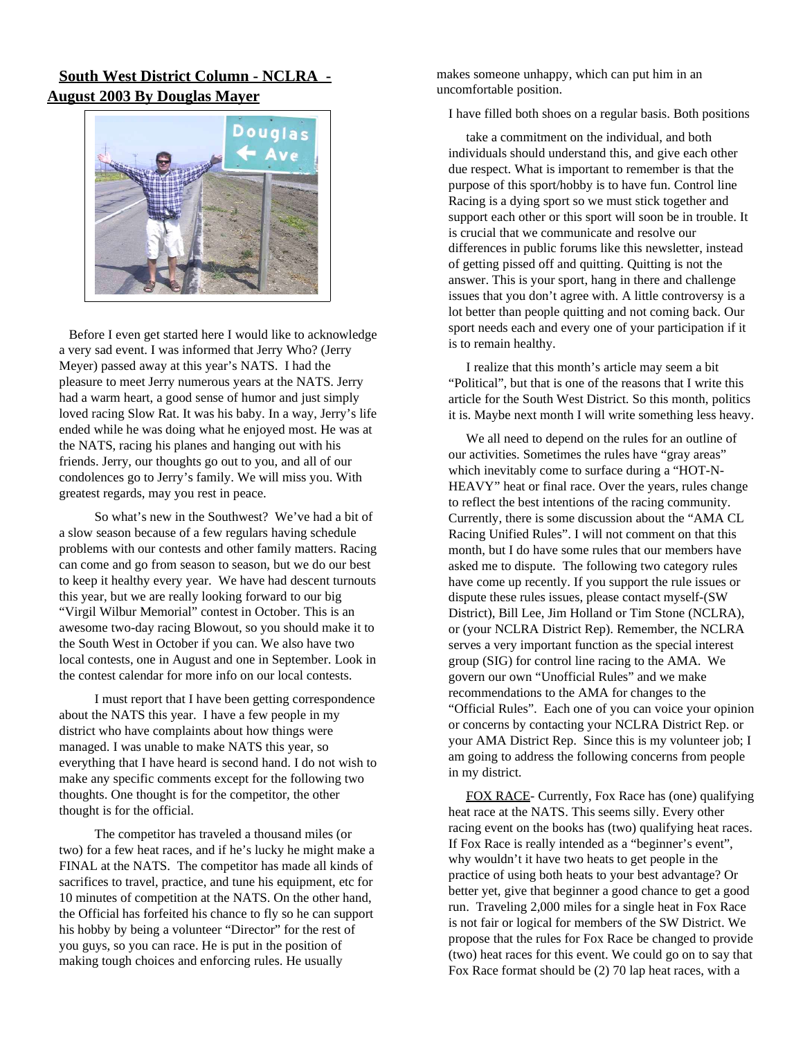## South West District Column - NCLRA - August 2003 By Douglas Mayer

Before I even get started here I would like to acknowledge a very sad event. I was informed that Jerry Who? (Jerry Meyer) passed away at this year's NATS. I had the pleasure to meet Jerry numerous years at the NATS. Jerry had a warm heart, a good sense of humor and just simply loved racing Slow Rat. It was his baby. In a way, Jerry's life ended while he was doing what he enjoyed most. He was at the NATS, racing his planes and hanging out with his friends. Jerry, our thoughts go out to you, and all of our condolences go to Jerry's family. We will miss you. With greatest regards, may you rest in peace.

So what's new in the Southwest? We've had a bit of a slow season because of a few regulars having schedule problems with our contests and other family matters. Racing can come and go from season to season, but we do our best to keep it healthy every year. We have had descent turnouts this year, but we are really looking forward to our big "Virgil Wilbur Memorial" contest in October. This is an awesome two-day racing Blowout, so you should make it to the South West in October if you can. We also have two local contests, one in August and one in September. Look in the contest calendar for more info on our local contests.

I must report that I have been getting correspondence about the NATS this year. I have a few people in my district who have complaints about how things were managed. I was unable to make NATS this year, so everything that I have heard is second hand. I do not wish to make any specific comments except for the following two thoughts. One thought is for the competitor, the other thought is for the official.

The competitor has traveled a thousand miles (or two) for a few heat races, and if he's lucky he might make a FINAL at the NATS. The competitor has made all kinds of sacrifices to travel, practice, and tune his equipment, etc for 10 minutes of competition at the NATS. On the other hand, the Official has forfeited his chance to fly so he can support his hobby by being a volunteer "Director" for the rest of you guys, so you can race. He is put in the position of making tough choices and enforcing rules. He usually makes someone unhappy, which can put him in an uncomfortable position.

I have filled both shoes on a regular basis. Both positions

take a commitment on the individual, and both individuals should understand this, and give each other due respect. What is important to remember is that the purpose of this sport/hobby is to have fun. Control line Racing is a dying sport so we must stick together and support each other or this sport will soon be in trouble. It is crucial that we communicate and resolve our differences in public forums like this newsletter, instead of getting pissed off and quitting. Quitting is not the answer. This is your sport, hang in there and challenge issues that you don't agree with. A little controversy is a lot better than people quitting and not coming back. Our sport needs each and every one of your participation if it is to remain healthy.

I realize that this month's article may seem a bit "Political", but that is one of the reasons that I write this article for the South West District. So this month, politics it is. Maybe next month I will write something less heavy.

We all need to depend on the rules for an outline of our activities. Sometimes the rules have "gray areas" which inevitably come to surface during a "HOT-N-HEAVY" heat or final race. Over the years, rules change to reflect the best intentions of the racing community. Currently, there is some discussion about the "AMA CL Racing Unified Rules". I will not comment on that this month, but I do have some rules that our members have asked me to dispute. The following two category rules have come up recently. If you support the rule issues or dispute these rules issues, please contact myself-(SW District), Bill Lee, Jim Holland or Tim Stone (NCLRA), or (your NCLRA District Rep). Remember, the NCLRA serves a very important function as the special interest group (SIG) for control line racing to the AMA. We govern our own "Unofficial Rules" and we make recommendations to the AMA for changes to the "Official Rules". Each one of you can voice your opinion or concerns by contacting your NCLRA District Rep. or your AMA District Rep. Since this is my volunteer job; I am going to address the following concerns from people in my district.

FOX RACE- Currently, Fox Race has (one) qualifying heat race at the NATS. This seems silly. Every other racing event on the books has (two) qualifying heat races. If Fox Race is really intended as a "beginner's event", why wouldn't it have two heats to get people in the practice of using both heats to your best advantage? Or better yet, give that beginner a good chance to get a good run. Traveling 2,000 miles for a single heat in Fox Race is not fair or logical for members of the SW District. We propose that the rules for Fox Race be changed to provide (two) heat races for this event. We could go on to say that Fox Race format should be (2) 70 lap heat races, with a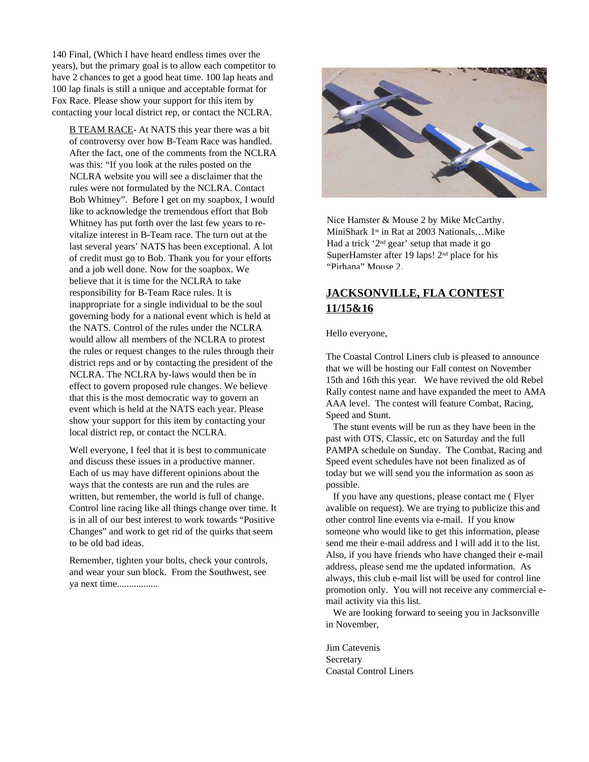140 Final, (Which I have heard endless times over the years), but the primary goal is to allow each competitor to have 2 chances to get a good heat time. 100 lap heats and 100 lap finals is still a unique and acceptable format for Fox Race. Please show your support for this item by contacting your local district rep, or contact the NCLRA.

B TEAM RACE- At NATS this year there was a bit of controversy over how B-Team Race was handled. After the fact, one of the comments from the NCLRA was this: "If you look at the rules posted on the NCLRA website you will see a disclaimer that the rules were not formulated by the NCLRA. Contact Bob Whitney". Before I get on my soapbox, I would like to acknowledge the tremendous effort that Bob Whitney has put forth over the last few years to re-vitalize interest in B-Team race. The turn out at the last several years' NATS has been exceptional. A lot of credit must go to Bob. Thank you for your efforts and a job well done. Now for the soapbox. We believe that it is time for the NCLRA to take responsibility for B-Team Race rules. It is inappropriate for a single individual to be the soul governing body for a national event which is held at the NATS. Control of the rules under the NCLRA would allow all members of the NCLRA to protest the rules or request changes to the rules through their district reps and or by contacting the president of the NCLRA. The NCLRA by-laws would then be in effect to govern proposed rule changes. We believe that this is the most democratic way to govern an event which is held at the NATS each year. Please show your support for this item by contacting your local district rep, or contact the NCLRA.

Well everyone, I feel that it is best to communicate and discuss these issues in a productive manner. Each of us may have different opinions about the ways that the contests are run and the rules are written, but remember, the world is full of change. Control line racing like all things change over time. It is in all of our best interest to work towards "Positive Changes" and work to get rid of the quirks that seem to be old bad ideas.

Remember, tighten your bolts, check your controls, and wear your sun block. From the Southwest, see ya next time................

Nice Hamster & Mouse 2 by Mike McCarthy. MiniShark 1st in Rat at 2003 Nationals…Mike Had a trick '2nd gear' setup that made it go SuperHamster after 19 laps! 2nd place for his "Pirhana" Mouse 2.

## JACKSONVILLE, FLA CONTEST 11/15&16

Hello everyone,

The Coastal Control Liners club is pleased to announce that we will be hosting our Fall contest on November 15th and 16th this year. We have revived the old Rebel Rally contest name and have expanded the meet to AMA AAA level. The contest will feature Combat, Racing, Speed and Stunt.

The stunt events will be run as they have been in the past with OTS, Classic, etc on Saturday and the full PAMPA schedule on Sunday. The Combat, Racing and Speed event schedules have not been finalized as of today but we will send you the information as soon as possible.

If you have any questions, please contact me ( Flyer avalible on request). We are trying to publicize this and other control line events via e-mail. If you know someone who would like to get this information, please send me their e-mail address and I will add it to the list. Also, if you have friends who have changed their e-mail address, please send me the updated information. As always, this club e-mail list will be used for control line promotion only. You will not receive any commercial e-mail activity via this list.

We are looking forward to seeing you in Jacksonville in November,

Jim Catevenis
Secretary
Coastal Control Liners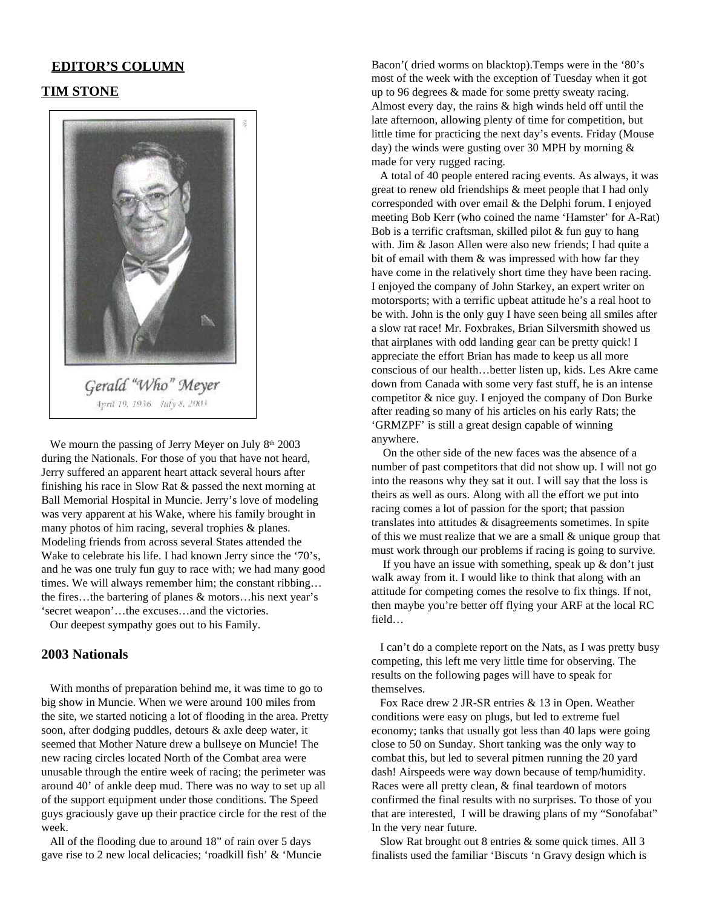## EDITOR'S COLUMN

## TIM STONE

Gerald "Who" Meyer

April 19, 1936 July 8, 2003

We mourn the passing of Jerry Meyer on July 8th 2003 during the Nationals. For those of you that have not heard, Jerry suffered an apparent heart attack several hours after finishing his race in Slow Rat & passed the next morning at Ball Memorial Hospital in Muncie. Jerry's love of modeling was very apparent at his Wake, where his family brought in many photos of him racing, several trophies & planes. Modeling friends from across several States attended the Wake to celebrate his life. I had known Jerry since the '70's, and he was one truly fun guy to race with; we had many good times. We will always remember him; the constant ribbing… the fires…the bartering of planes & motors…his next year's 'secret weapon'…the excuses…and the victories.

Our deepest sympathy goes out to his Family.

### 2003 Nationals

With months of preparation behind me, it was time to go to big show in Muncie. When we were around 100 miles from the site, we started noticing a lot of flooding in the area. Pretty soon, after dodging puddles, detours & axle deep water, it seemed that Mother Nature drew a bullseye on Muncie! The new racing circles located North of the Combat area were unusable through the entire week of racing; the perimeter was around 40' of ankle deep mud. There was no way to set up all of the support equipment under those conditions. The Speed guys graciously gave up their practice circle for the rest of the week.

All of the flooding due to around 18" of rain over 5 days gave rise to 2 new local delicacies; 'roadkill fish' & 'Muncie Bacon'( dried worms on blacktop).Temps were in the '80's most of the week with the exception of Tuesday when it got up to 96 degrees & made for some pretty sweaty racing. Almost every day, the rains & high winds held off until the late afternoon, allowing plenty of time for competition, but little time for practicing the next day's events. Friday (Mouse day) the winds were gusting over 30 MPH by morning & made for very rugged racing.

A total of 40 people entered racing events. As always, it was great to renew old friendships & meet people that I had only corresponded with over email & the Delphi forum. I enjoyed meeting Bob Kerr (who coined the name 'Hamster' for A-Rat) Bob is a terrific craftsman, skilled pilot & fun guy to hang with. Jim & Jason Allen were also new friends; I had quite a bit of email with them & was impressed with how far they have come in the relatively short time they have been racing. I enjoyed the company of John Starkey, an expert writer on motorsports; with a terrific upbeat attitude he's a real hoot to be with. John is the only guy I have seen being all smiles after a slow rat race! Mr. Foxbrakes, Brian Silversmith showed us that airplanes with odd landing gear can be pretty quick! I appreciate the effort Brian has made to keep us all more conscious of our health…better listen up, kids. Les Akre came down from Canada with some very fast stuff, he is an intense competitor & nice guy. I enjoyed the company of Don Burke after reading so many of his articles on his early Rats; the 'GRMZPF' is still a great design capable of winning anywhere.

On the other side of the new faces was the absence of a number of past competitors that did not show up. I will not go into the reasons why they sat it out. I will say that the loss is theirs as well as ours. Along with all the effort we put into racing comes a lot of passion for the sport; that passion translates into attitudes & disagreements sometimes. In spite of this we must realize that we are a small & unique group that must work through our problems if racing is going to survive.

If you have an issue with something, speak up & don't just walk away from it. I would like to think that along with an attitude for competing comes the resolve to fix things. If not, then maybe you're better off flying your ARF at the local RC field…

I can't do a complete report on the Nats, as I was pretty busy competing, this left me very little time for observing. The results on the following pages will have to speak for themselves.

Fox Race drew 2 JR-SR entries & 13 in Open. Weather conditions were easy on plugs, but led to extreme fuel economy; tanks that usually got less than 40 laps were going close to 50 on Sunday. Short tanking was the only way to combat this, but led to several pitmen running the 20 yard dash! Airspeeds were way down because of temp/humidity. Races were all pretty clean, & final teardown of motors confirmed the final results with no surprises. To those of you that are interested, I will be drawing plans of my "Sonofabat" In the very near future.

Slow Rat brought out 8 entries & some quick times. All 3 finalists used the familiar 'Biscuts 'n Gravy design which is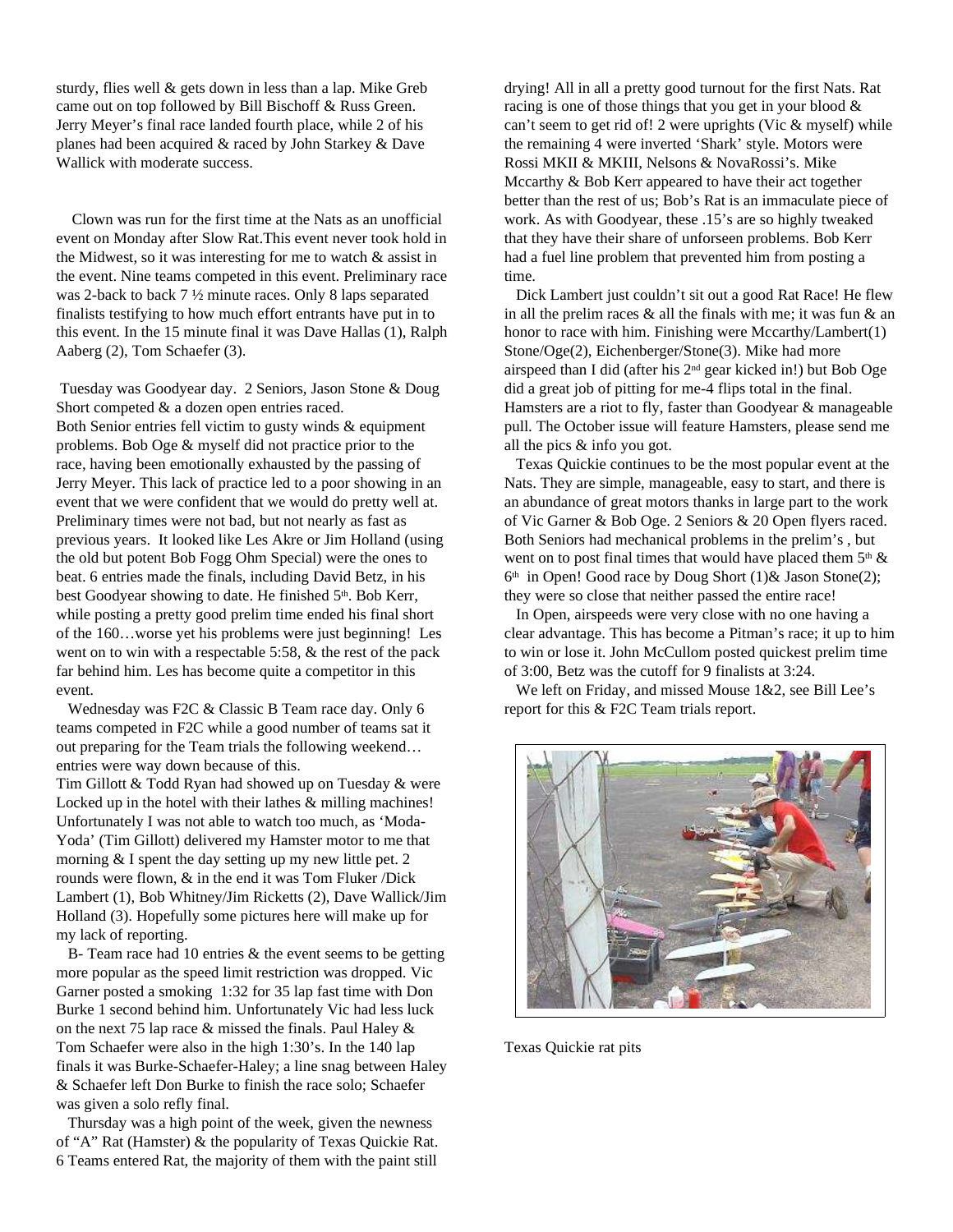sturdy, flies well & gets down in less than a lap. Mike Greb came out on top followed by Bill Bischoff & Russ Green. Jerry Meyer's final race landed fourth place, while 2 of his planes had been acquired & raced by John Starkey & Dave Wallick with moderate success.

Clown was run for the first time at the Nats as an unofficial event on Monday after Slow Rat.This event never took hold in the Midwest, so it was interesting for me to watch & assist in the event. Nine teams competed in this event. Preliminary race was 2-back to back 7 ½ minute races. Only 8 laps separated finalists testifying to how much effort entrants have put in to this event. In the 15 minute final it was Dave Hallas (1), Ralph Aaberg (2), Tom Schaefer (3).

Tuesday was Goodyear day. 2 Seniors, Jason Stone & Doug Short competed & a dozen open entries raced.
Both Senior entries fell victim to gusty winds & equipment problems. Bob Oge & myself did not practice prior to the race, having been emotionally exhausted by the passing of Jerry Meyer. This lack of practice led to a poor showing in an event that we were confident that we would do pretty well at. Preliminary times were not bad, but not nearly as fast as previous years. It looked like Les Akre or Jim Holland (using the old but potent Bob Fogg Ohm Special) were the ones to beat. 6 entries made the finals, including David Betz, in his best Goodyear showing to date. He finished 5th. Bob Kerr, while posting a pretty good prelim time ended his final short of the 160…worse yet his problems were just beginning! Les went on to win with a respectable 5:58, & the rest of the pack far behind him. Les has become quite a competitor in this event.

Wednesday was F2C & Classic B Team race day. Only 6 teams competed in F2C while a good number of teams sat it out preparing for the Team trials the following weekend… entries were way down because of this.
Tim Gillott & Todd Ryan had showed up on Tuesday & were Locked up in the hotel with their lathes & milling machines! Unfortunately I was not able to watch too much, as 'Moda-Yoda' (Tim Gillott) delivered my Hamster motor to me that morning & I spent the day setting up my new little pet. 2 rounds were flown, & in the end it was Tom Fluker /Dick Lambert (1), Bob Whitney/Jim Ricketts (2), Dave Wallick/Jim Holland (3). Hopefully some pictures here will make up for my lack of reporting.

B- Team race had 10 entries & the event seems to be getting more popular as the speed limit restriction was dropped. Vic Garner posted a smoking 1:32 for 35 lap fast time with Don Burke 1 second behind him. Unfortunately Vic had less luck on the next 75 lap race & missed the finals. Paul Haley & Tom Schaefer were also in the high 1:30's. In the 140 lap finals it was Burke-Schaefer-Haley; a line snag between Haley & Schaefer left Don Burke to finish the race solo; Schaefer was given a solo refly final.

Thursday was a high point of the week, given the newness of "A" Rat (Hamster) & the popularity of Texas Quickie Rat. 6 Teams entered Rat, the majority of them with the paint still drying! All in all a pretty good turnout for the first Nats. Rat racing is one of those things that you get in your blood & can't seem to get rid of! 2 were uprights (Vic & myself) while the remaining 4 were inverted 'Shark' style. Motors were Rossi MKII & MKIII, Nelsons & NovaRossi's. Mike Mccarthy & Bob Kerr appeared to have their act together better than the rest of us; Bob's Rat is an immaculate piece of work. As with Goodyear, these .15's are so highly tweaked that they have their share of unforseen problems. Bob Kerr had a fuel line problem that prevented him from posting a time.

Dick Lambert just couldn't sit out a good Rat Race! He flew in all the prelim races & all the finals with me; it was fun & an honor to race with him. Finishing were Mccarthy/Lambert(1) Stone/Oge(2), Eichenberger/Stone(3). Mike had more airspeed than I did (after his 2nd gear kicked in!) but Bob Oge did a great job of pitting for me-4 flips total in the final. Hamsters are a riot to fly, faster than Goodyear & manageable pull. The October issue will feature Hamsters, please send me all the pics & info you got.

Texas Quickie continues to be the most popular event at the Nats. They are simple, manageable, easy to start, and there is an abundance of great motors thanks in large part to the work of Vic Garner & Bob Oge. 2 Seniors & 20 Open flyers raced. Both Seniors had mechanical problems in the prelim's , but went on to post final times that would have placed them 5th & 6th in Open! Good race by Doug Short (1)& Jason Stone(2); they were so close that neither passed the entire race!

In Open, airspeeds were very close with no one having a clear advantage. This has become a Pitman's race; it up to him to win or lose it. John McCullom posted quickest prelim time of 3:00, Betz was the cutoff for 9 finalists at 3:24.

We left on Friday, and missed Mouse 1&2, see Bill Lee's report for this & F2C Team trials report.

Texas Quickie rat pits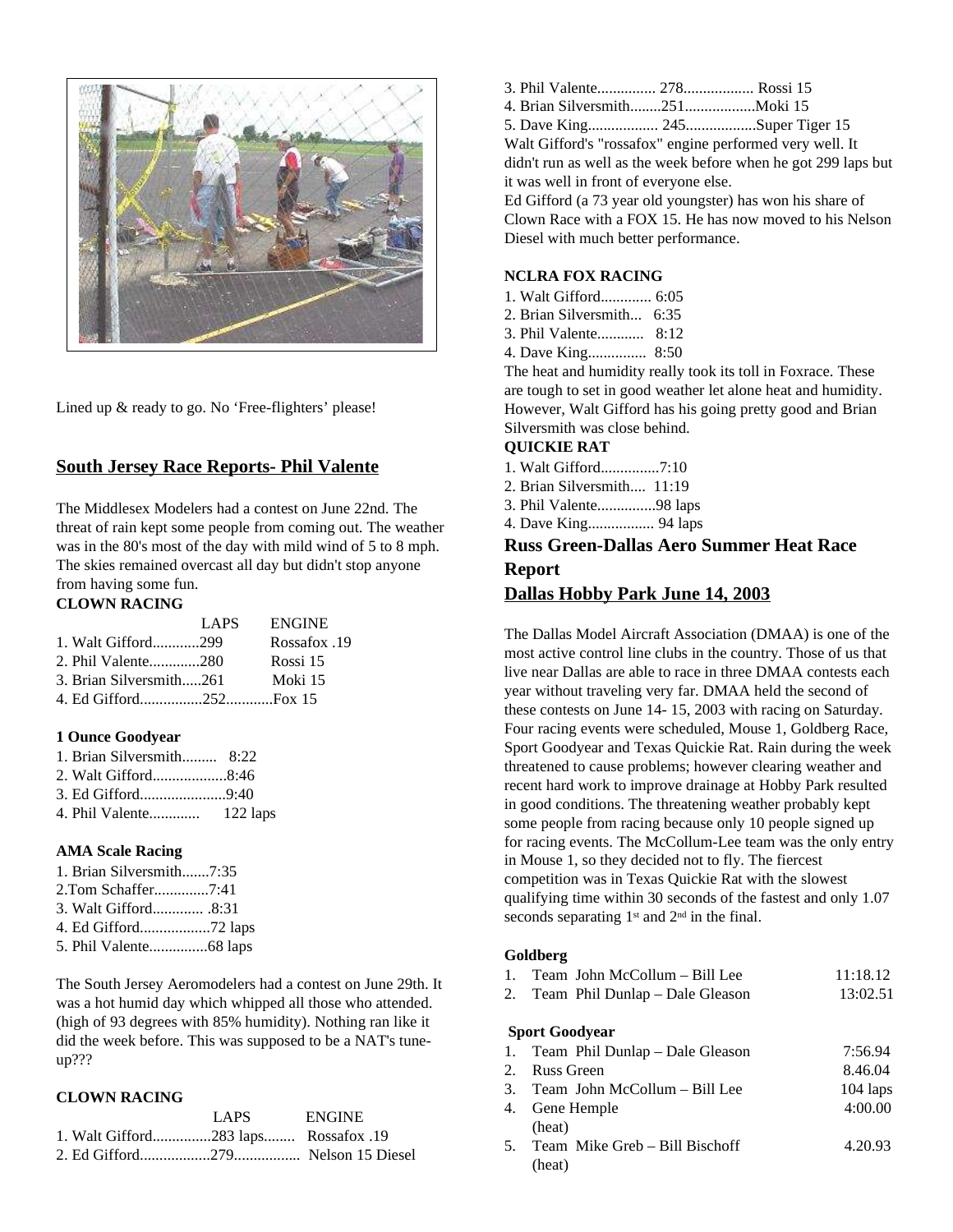Lined up & ready to go. No 'Free-flighters' please!

## South Jersey Race Reports- Phil Valente

The Middlesex Modelers had a contest on June 22nd. The threat of rain kept some people from coming out. The weather was in the 80's most of the day with mild wind of 5 to 8 mph. The skies remained overcast all day but didn't stop anyone from having some fun.

**CLOWN RACING**

| | LAPS | ENGINE |
|---|---|---|
| 1. Walt Gifford | 299 | Rossafox .19 |
| 2. Phil Valente | 280 | Rossi 15 |
| 3. Brian Silversmith | 261 | Moki 15 |
| 4. Ed Gifford | 252 | Fox 15 |

**1 Ounce Goodyear**

1. Brian Silversmith......... 8:22
2. Walt Gifford...................8:46
3. Ed Gifford......................9:40
4. Phil Valente............. 122 laps

**AMA Scale Racing**

1. Brian Silversmith.......7:35
2. Tom Schaffer..............7:41
3. Walt Gifford............. .8:31
4. Ed Gifford..................72 laps
5. Phil Valente...............68 laps

The South Jersey Aeromodelers had a contest on June 29th. It was a hot humid day which whipped all those who attended. (high of 93 degrees with 85% humidity). Nothing ran like it did the week before. This was supposed to be a NAT's tune-up???

**CLOWN RACING**

| | LAPS | ENGINE |
|---|---|---|
| 1. Walt Gifford | 283 laps | Rossafox .19 |
| 2. Ed Gifford | 279 | Nelson 15 Diesel |
| 3. Phil Valente | 278 | Rossi 15 |
| 4. Brian Silversmith | 251 | Moki 15 |
| 5. Dave King | 245 | Super Tiger 15 |

Walt Gifford's "rossafox" engine performed very well. It didn't run as well as the week before when he got 299 laps but it was well in front of everyone else.

Ed Gifford (a 73 year old youngster) has won his share of Clown Race with a FOX 15. He has now moved to his Nelson Diesel with much better performance.

**NCLRA FOX RACING**

1. Walt Gifford............. 6:05
2. Brian Silversmith... 6:35
3. Phil Valente............ 8:12
4. Dave King............... 8:50

The heat and humidity really took its toll in Foxrace. These are tough to set in good weather let alone heat and humidity. However, Walt Gifford has his going pretty good and Brian Silversmith was close behind.

**QUICKIE RAT**

1. Walt Gifford...............7:10
2. Brian Silversmith.... 11:19
3. Phil Valente...............98 laps
4. Dave King................. 94 laps

## Russ Green-Dallas Aero Summer Heat Race Report

## Dallas Hobby Park June 14, 2003

The Dallas Model Aircraft Association (DMAA) is one of the most active control line clubs in the country. Those of us that live near Dallas are able to race in three DMAA contests each year without traveling very far. DMAA held the second of these contests on June 14- 15, 2003 with racing on Saturday. Four racing events were scheduled, Mouse 1, Goldberg Race, Sport Goodyear and Texas Quickie Rat. Rain during the week threatened to cause problems; however clearing weather and recent hard work to improve drainage at Hobby Park resulted in good conditions. The threatening weather probably kept some people from racing because only 10 people signed up for racing events. The McCollum-Lee team was the only entry in Mouse 1, so they decided not to fly. The fiercest competition was in Texas Quickie Rat with the slowest qualifying time within 30 seconds of the fastest and only 1.07 seconds separating 1st and 2nd in the final.

**Goldberg**

| | | |
|---|---|---|
| 1. | Team John McCollum – Bill Lee | 11:18.12 |
| 2. | Team Phil Dunlap – Dale Gleason | 13:02.51 |

**Sport Goodyear**

| | | |
|---|---|---|
| 1. | Team Phil Dunlap – Dale Gleason | 7:56.94 |
| 2. | Russ Green | 8.46.04 |
| 3. | Team John McCollum – Bill Lee | 104 laps |
| 4. | Gene Hemple (heat) | 4:00.00 |
| 5. | Team Mike Greb – Bill Bischoff (heat) | 4.20.93 |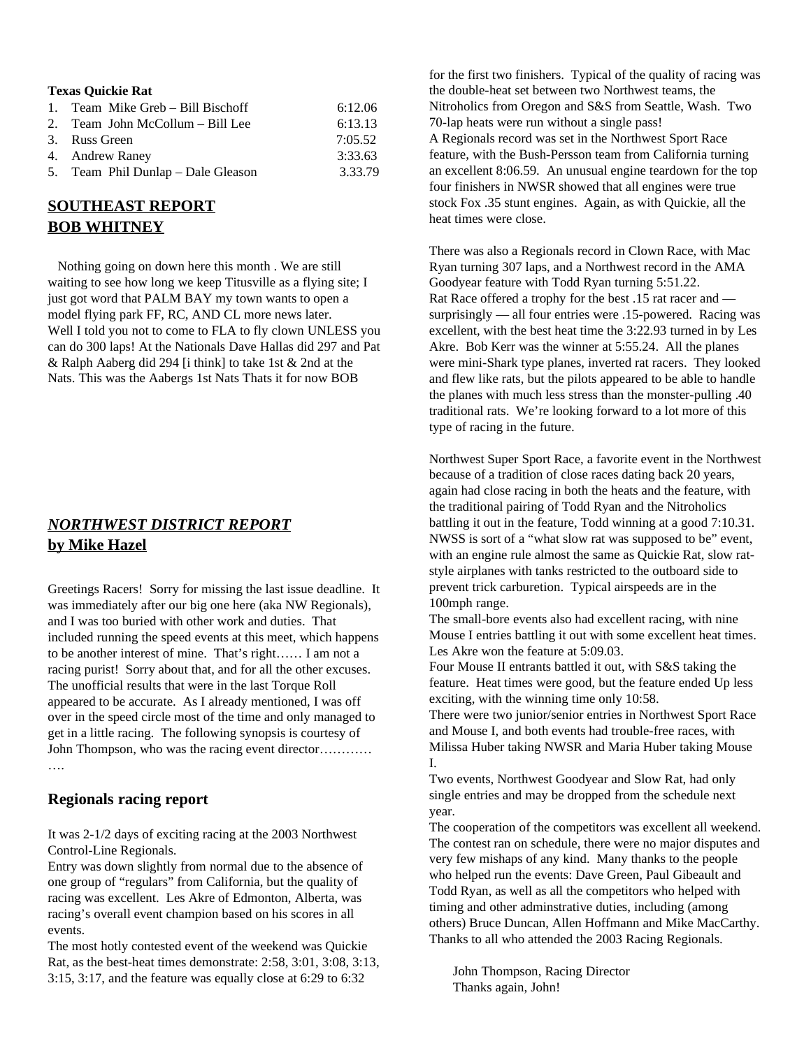**Texas Quickie Rat**

| | | |
|---|---|---|
| 1. | Team Mike Greb – Bill Bischoff | 6:12.06 |
| 2. | Team John McCollum – Bill Lee | 6:13.13 |
| 3. | Russ Green | 7:05.52 |
| 4. | Andrew Raney | 3:33.63 |
| 5. | Team Phil Dunlap – Dale Gleason | 3.33.79 |

## SOUTHEAST REPORT
## BOB WHITNEY

Nothing going on down here this month . We are still waiting to see how long we keep Titusville as a flying site; I just got word that PALM BAY my town wants to open a model flying park FF, RC, AND CL more news later. Well I told you not to come to FLA to fly clown UNLESS you can do 300 laps! At the Nationals Dave Hallas did 297 and Pat & Ralph Aaberg did 294 [i think] to take 1st & 2nd at the Nats. This was the Aabergs 1st Nats Thats it for now BOB

## *NORTHWEST DISTRICT REPORT*
## by Mike Hazel

Greetings Racers! Sorry for missing the last issue deadline. It was immediately after our big one here (aka NW Regionals), and I was too buried with other work and duties. That included running the speed events at this meet, which happens to be another interest of mine. That's right…… I am not a racing purist! Sorry about that, and for all the other excuses. The unofficial results that were in the last Torque Roll appeared to be accurate. As I already mentioned, I was off over in the speed circle most of the time and only managed to get in a little racing. The following synopsis is courtesy of John Thompson, who was the racing event director………… ….

### Regionals racing report

It was 2-1/2 days of exciting racing at the 2003 Northwest Control-Line Regionals.

Entry was down slightly from normal due to the absence of one group of "regulars" from California, but the quality of racing was excellent. Les Akre of Edmonton, Alberta, was racing's overall event champion based on his scores in all events.

The most hotly contested event of the weekend was Quickie Rat, as the best-heat times demonstrate: 2:58, 3:01, 3:08, 3:13, 3:15, 3:17, and the feature was equally close at 6:29 to 6:32 for the first two finishers. Typical of the quality of racing was the double-heat set between two Northwest teams, the Nitroholics from Oregon and S&S from Seattle, Wash. Two 70-lap heats were run without a single pass!

A Regionals record was set in the Northwest Sport Race feature, with the Bush-Persson team from California turning an excellent 8:06.59. An unusual engine teardown for the top four finishers in NWSR showed that all engines were true stock Fox .35 stunt engines. Again, as with Quickie, all the heat times were close.

There was also a Regionals record in Clown Race, with Mac Ryan turning 307 laps, and a Northwest record in the AMA Goodyear feature with Todd Ryan turning 5:51.22.

Rat Race offered a trophy for the best .15 rat racer and — surprisingly — all four entries were .15-powered. Racing was excellent, with the best heat time the 3:22.93 turned in by Les Akre. Bob Kerr was the winner at 5:55.24. All the planes were mini-Shark type planes, inverted rat racers. They looked and flew like rats, but the pilots appeared to be able to handle the planes with much less stress than the monster-pulling .40 traditional rats. We're looking forward to a lot more of this type of racing in the future.

Northwest Super Sport Race, a favorite event in the Northwest because of a tradition of close races dating back 20 years, again had close racing in both the heats and the feature, with the traditional pairing of Todd Ryan and the Nitroholics battling it out in the feature, Todd winning at a good 7:10.31. NWSS is sort of a "what slow rat was supposed to be" event, with an engine rule almost the same as Quickie Rat, slow rat-style airplanes with tanks restricted to the outboard side to prevent trick carburetion. Typical airspeeds are in the 100mph range.

The small-bore events also had excellent racing, with nine Mouse I entries battling it out with some excellent heat times. Les Akre won the feature at 5:09.03.

Four Mouse II entrants battled it out, with S&S taking the feature. Heat times were good, but the feature ended Up less exciting, with the winning time only 10:58.

There were two junior/senior entries in Northwest Sport Race and Mouse I, and both events had trouble-free races, with Milissa Huber taking NWSR and Maria Huber taking Mouse I.

Two events, Northwest Goodyear and Slow Rat, had only single entries and may be dropped from the schedule next year.

The cooperation of the competitors was excellent all weekend. The contest ran on schedule, there were no major disputes and very few mishaps of any kind. Many thanks to the people who helped run the events: Dave Green, Paul Gibeault and Todd Ryan, as well as all the competitors who helped with timing and other adminstrative duties, including (among others) Bruce Duncan, Allen Hoffmann and Mike MacCarthy. Thanks to all who attended the 2003 Racing Regionals.

John Thompson, Racing Director
Thanks again, John!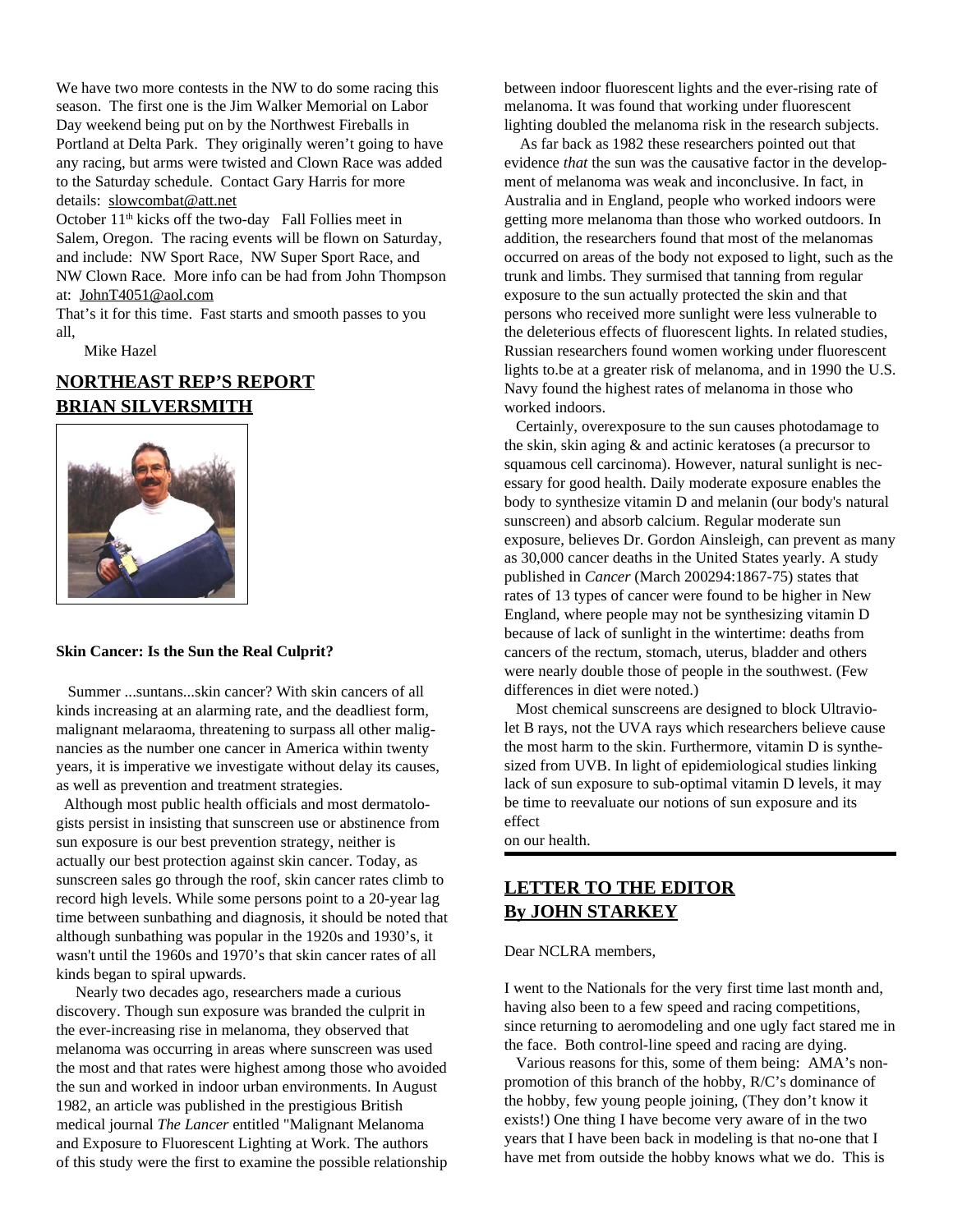We have two more contests in the NW to do some racing this season. The first one is the Jim Walker Memorial on Labor Day weekend being put on by the Northwest Fireballs in Portland at Delta Park. They originally weren't going to have any racing, but arms were twisted and Clown Race was added to the Saturday schedule. Contact Gary Harris for more details: slowcombat@att.net

October 11th kicks off the two-day Fall Follies meet in Salem, Oregon. The racing events will be flown on Saturday, and include: NW Sport Race, NW Super Sport Race, and NW Clown Race. More info can be had from John Thompson at: JohnT4051@aol.com

That's it for this time. Fast starts and smooth passes to you all,

Mike Hazel

## NORTHEAST REP'S REPORT
## BRIAN SILVERSMITH

**Skin Cancer: Is the Sun the Real Culprit?**

Summer ...suntans...skin cancer? With skin cancers of all kinds increasing at an alarming rate, and the deadliest form, malignant melaraoma, threatening to surpass all other malignancies as the number one cancer in America within twenty years, it is imperative we investigate without delay its causes, as well as prevention and treatment strategies.

Although most public health officials and most dermatologists persist in insisting that sunscreen use or abstinence from sun exposure is our best prevention strategy, neither is actually our best protection against skin cancer. Today, as sunscreen sales go through the roof, skin cancer rates climb to record high levels. While some persons point to a 20-year lag time between sunbathing and diagnosis, it should be noted that although sunbathing was popular in the 1920s and 1930's, it wasn't until the 1960s and 1970's that skin cancer rates of all kinds began to spiral upwards.

Nearly two decades ago, researchers made a curious discovery. Though sun exposure was branded the culprit in the ever-increasing rise in melanoma, they observed that melanoma was occurring in areas where sunscreen was used the most and that rates were highest among those who avoided the sun and worked in indoor urban environments. In August 1982, an article was published in the prestigious British medical journal *The Lancer* entitled "Malignant Melanoma and Exposure to Fluorescent Lighting at Work. The authors of this study were the first to examine the possible relationship between indoor fluorescent lights and the ever-rising rate of melanoma. It was found that working under fluorescent lighting doubled the melanoma risk in the research subjects.

As far back as 1982 these researchers pointed out that evidence *that* the sun was the causative factor in the development of melanoma was weak and inconclusive. In fact, in Australia and in England, people who worked indoors were getting more melanoma than those who worked outdoors. In addition, the researchers found that most of the melanomas occurred on areas of the body not exposed to light, such as the trunk and limbs. They surmised that tanning from regular exposure to the sun actually protected the skin and that persons who received more sunlight were less vulnerable to the deleterious effects of fluorescent lights. In related studies, Russian researchers found women working under fluorescent lights to.be at a greater risk of melanoma, and in 1990 the U.S. Navy found the highest rates of melanoma in those who worked indoors.

Certainly, overexposure to the sun causes photodamage to the skin, skin aging & and actinic keratoses (a precursor to squamous cell carcinoma). However, natural sunlight is necessary for good health. Daily moderate exposure enables the body to synthesize vitamin D and melanin (our body's natural sunscreen) and absorb calcium. Regular moderate sun exposure, believes Dr. Gordon Ainsleigh, can prevent as many as 30,000 cancer deaths in the United States yearly. A study published in *Cancer* (March 200294:1867-75) states that rates of 13 types of cancer were found to be higher in New England, where people may not be synthesizing vitamin D because of lack of sunlight in the wintertime: deaths from cancers of the rectum, stomach, uterus, bladder and others were nearly double those of people in the southwest. (Few differences in diet were noted.)

Most chemical sunscreens are designed to block Ultraviolet B rays, not the UVA rays which researchers believe cause the most harm to the skin. Furthermore, vitamin D is synthesized from UVB. In light of epidemiological studies linking lack of sun exposure to sub-optimal vitamin D levels, it may be time to reevaluate our notions of sun exposure and its effect on our health.

---

## LETTER TO THE EDITOR
## By JOHN STARKEY

Dear NCLRA members,

I went to the Nationals for the very first time last month and, having also been to a few speed and racing competitions, since returning to aeromodeling and one ugly fact stared me in the face. Both control-line speed and racing are dying.

Various reasons for this, some of them being: AMA's non-promotion of this branch of the hobby, R/C's dominance of the hobby, few young people joining, (They don't know it exists!) One thing I have become very aware of in the two years that I have been back in modeling is that no-one that I have met from outside the hobby knows what we do. This is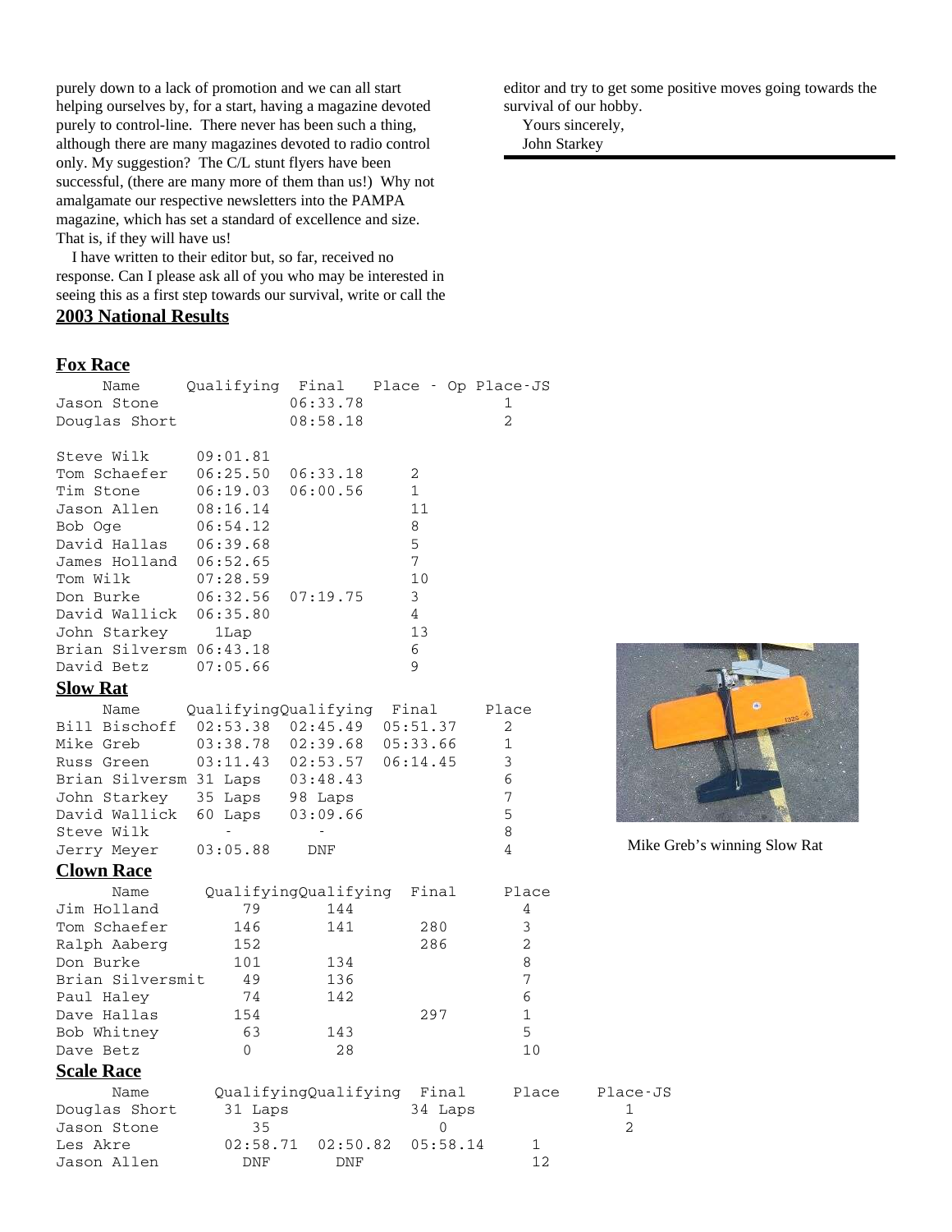purely down to a lack of promotion and we can all start helping ourselves by, for a start, having a magazine devoted purely to control-line. There never has been such a thing, although there are many magazines devoted to radio control only. My suggestion? The C/L stunt flyers have been successful, (there are many more of them than us!) Why not amalgamate our respective newsletters into the PAMPA magazine, which has set a standard of excellence and size. That is, if they will have us!

I have written to their editor but, so far, received no response. Can I please ask all of you who may be interested in seeing this as a first step towards our survival, write or call the editor and try to get some positive moves going towards the survival of our hobby.

Yours sincerely,
John Starkey

## 2003 National Results

### Fox Race

| Name | Qualifying | Final | Place - Op | Place-JS |
|---|---|---|---|---|
| Jason Stone | | 06:33.78 | | 1 |
| Douglas Short | | 08:58.18 | | 2 |
| | | | | |
| Steve Wilk | 09:01.81 | | | |
| Tom Schaefer | 06:25.50 | 06:33.18 | 2 | |
| Tim Stone | 06:19.03 | 06:00.56 | 1 | |
| Jason Allen | 08:16.14 | | 11 | |
| Bob Oge | 06:54.12 | | 8 | |
| David Hallas | 06:39.68 | | 5 | |
| James Holland | 06:52.65 | | 7 | |
| Tom Wilk | 07:28.59 | | 10 | |
| Don Burke | 06:32.56 | 07:19.75 | 3 | |
| David Wallick | 06:35.80 | | 4 | |
| John Starkey | 1Lap | | 13 | |
| Brian Silversm | 06:43.18 | | 6 | |
| David Betz | 07:05.66 | | 9 | |

### Slow Rat

| Name | Qualifying | Qualifying | Final | Place |
|---|---|---|---|---|
| Bill Bischoff | 02:53.38 | 02:45.49 | 05:51.37 | 2 |
| Mike Greb | 03:38.78 | 02:39.68 | 05:33.66 | 1 |
| Russ Green | 03:11.43 | 02:53.57 | 06:14.45 | 3 |
| Brian Silversm | 31 Laps | 03:48.43 | | 6 |
| John Starkey | 35 Laps | 98 Laps | | 7 |
| David Wallick | 60 Laps | 03:09.66 | | 5 |
| Steve Wilk | - | - | | 8 |
| Jerry Meyer | 03:05.88 | DNF | | 4 |

Mike Greb's winning Slow Rat

### Clown Race

| Name | Qualifying | Qualifying | Final | Place |
|---|---|---|---|---|
| Jim Holland | 79 | 144 | | 4 |
| Tom Schaefer | 146 | 141 | 280 | 3 |
| Ralph Aaberg | 152 | | 286 | 2 |
| Don Burke | 101 | 134 | | 8 |
| Brian Silversmit | 49 | 136 | | 7 |
| Paul Haley | 74 | 142 | | 6 |
| Dave Hallas | 154 | | 297 | 1 |
| Bob Whitney | 63 | 143 | | 5 |
| Dave Betz | 0 | 28 | | 10 |

### Scale Race

| Name | Qualifying | Qualifying | Final | Place | Place-JS |
|---|---|---|---|---|---|
| Douglas Short | 31 Laps | | 34 Laps | | 1 |
| Jason Stone | 35 | | 0 | | 2 |
| Les Akre | 02:58.71 | 02:50.82 | 05:58.14 | 1 | |
| Jason Allen | DNF | DNF | | 12 | |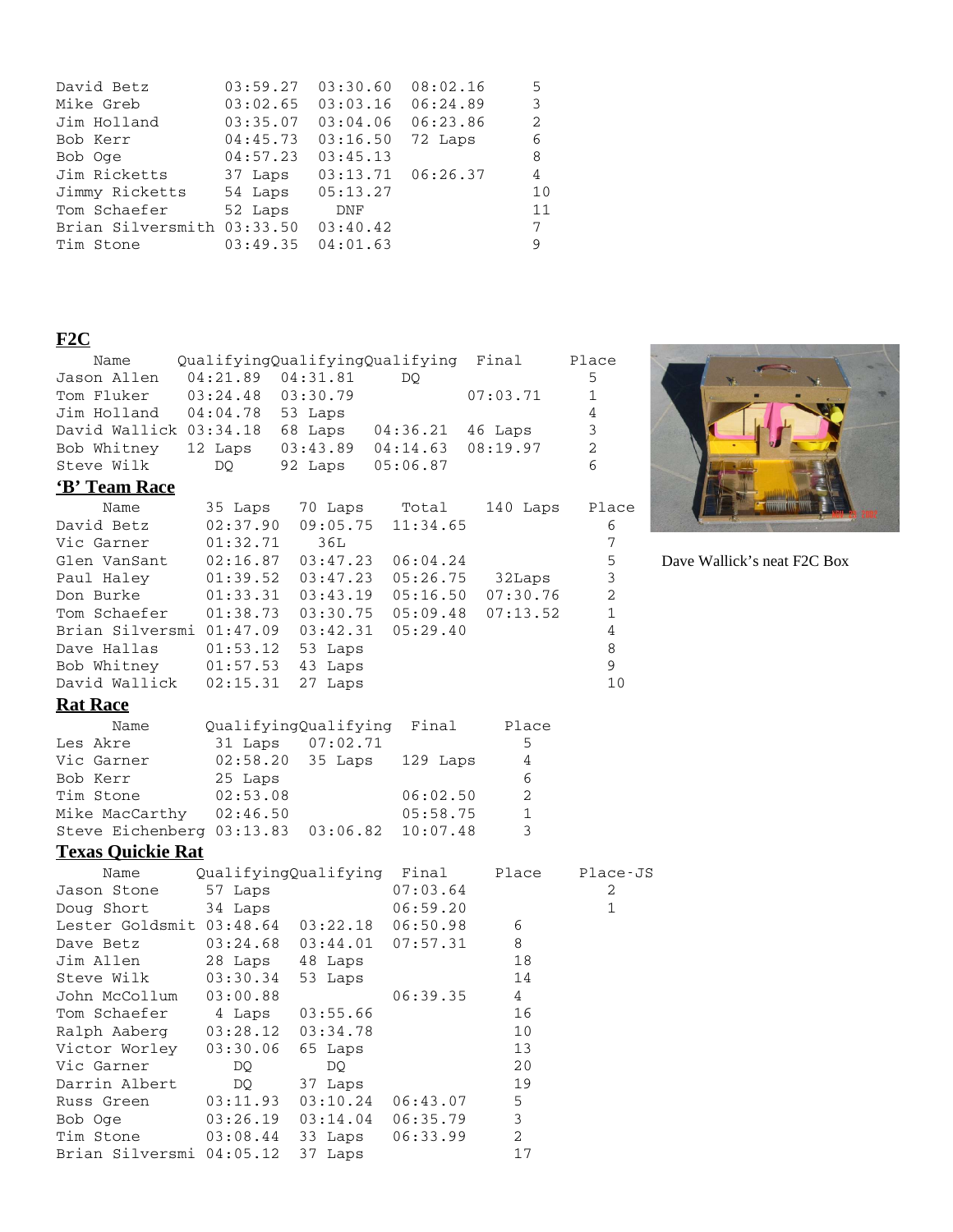| | | | | |
|---|---|---|---|---|
| David Betz | 03:59.27 | 03:30.60 | 08:02.16 | 5 |
| Mike Greb | 03:02.65 | 03:03.16 | 06:24.89 | 3 |
| Jim Holland | 03:35.07 | 03:04.06 | 06:23.86 | 2 |
| Bob Kerr | 04:45.73 | 03:16.50 | 72 Laps | 6 |
| Bob Oge | 04:57.23 | 03:45.13 | | 8 |
| Jim Ricketts | 37 Laps | 03:13.71 | 06:26.37 | 4 |
| Jimmy Ricketts | 54 Laps | 05:13.27 | | 10 |
| Tom Schaefer | 52 Laps | DNF | | 11 |
| Brian Silversmith | 03:33.50 | 03:40.42 | | 7 |
| Tim Stone | 03:49.35 | 04:01.63 | | 9 |

## F2C

| Name | Qualifying | Qualifying | Qualifying | Final | Place |
|---|---|---|---|---|---|
| Jason Allen | 04:21.89 | 04:31.81 | DQ | | 5 |
| Tom Fluker | 03:24.48 | 03:30.79 | | 07:03.71 | 1 |
| Jim Holland | 04:04.78 | 53 Laps | | | 4 |
| David Wallick | 03:34.18 | 68 Laps | 04:36.21 | 46 Laps | 3 |
| Bob Whitney | 12 Laps | 03:43.89 | 04:14.63 | 08:19.97 | 2 |
| Steve Wilk | DQ | 92 Laps | 05:06.87 | | 6 |

Dave Wallick's neat F2C Box

## 'B' Team Race

| Name | 35 Laps | 70 Laps | Total | 140 Laps | Place |
|---|---|---|---|---|---|
| David Betz | 02:37.90 | 09:05.75 | 11:34.65 | | 6 |
| Vic Garner | 01:32.71 | 36L | | | 7 |
| Glen VanSant | 02:16.87 | 03:47.23 | 06:04.24 | | 5 |
| Paul Haley | 01:39.52 | 03:47.23 | 05:26.75 | 32Laps | 3 |
| Don Burke | 01:33.31 | 03:43.19 | 05:16.50 | 07:30.76 | 2 |
| Tom Schaefer | 01:38.73 | 03:30.75 | 05:09.48 | 07:13.52 | 1 |
| Brian Silversmi | 01:47.09 | 03:42.31 | 05:29.40 | | 4 |
| Dave Hallas | 01:53.12 | 53 Laps | | | 8 |
| Bob Whitney | 01:57.53 | 43 Laps | | | 9 |
| David Wallick | 02:15.31 | 27 Laps | | | 10 |

## Rat Race

| Name | Qualifying | Qualifying | Final | Place |
|---|---|---|---|---|
| Les Akre | 31 Laps | 07:02.71 | | 5 |
| Vic Garner | 02:58.20 | 35 Laps | 129 Laps | 4 |
| Bob Kerr | 25 Laps | | | 6 |
| Tim Stone | 02:53.08 | | 06:02.50 | 2 |
| Mike MacCarthy | 02:46.50 | | 05:58.75 | 1 |
| Steve Eichenberg | 03:13.83 | 03:06.82 | 10:07.48 | 3 |

## Texas Quickie Rat

| Name | Qualifying | Qualifying | Final | Place | Place-JS |
|---|---|---|---|---|---|
| Jason Stone | 57 Laps | | 07:03.64 | | 2 |
| Doug Short | 34 Laps | | 06:59.20 | | 1 |
| Lester Goldsmit | 03:48.64 | 03:22.18 | 06:50.98 | 6 | |
| Dave Betz | 03:24.68 | 03:44.01 | 07:57.31 | 8 | |
| Jim Allen | 28 Laps | 48 Laps | | 18 | |
| Steve Wilk | 03:30.34 | 53 Laps | | 14 | |
| John McCollum | 03:00.88 | | 06:39.35 | 4 | |
| Tom Schaefer | 4 Laps | 03:55.66 | | 16 | |
| Ralph Aaberg | 03:28.12 | 03:34.78 | | 10 | |
| Victor Worley | 03:30.06 | 65 Laps | | 13 | |
| Vic Garner | DQ | DQ | | 20 | |
| Darrin Albert | DQ | 37 Laps | | 19 | |
| Russ Green | 03:11.93 | 03:10.24 | 06:43.07 | 5 | |
| Bob Oge | 03:26.19 | 03:14.04 | 06:35.79 | 3 | |
| Tim Stone | 03:08.44 | 33 Laps | 06:33.99 | 2 | |
| Brian Silversmi | 04:05.12 | 37 Laps | | 17 | |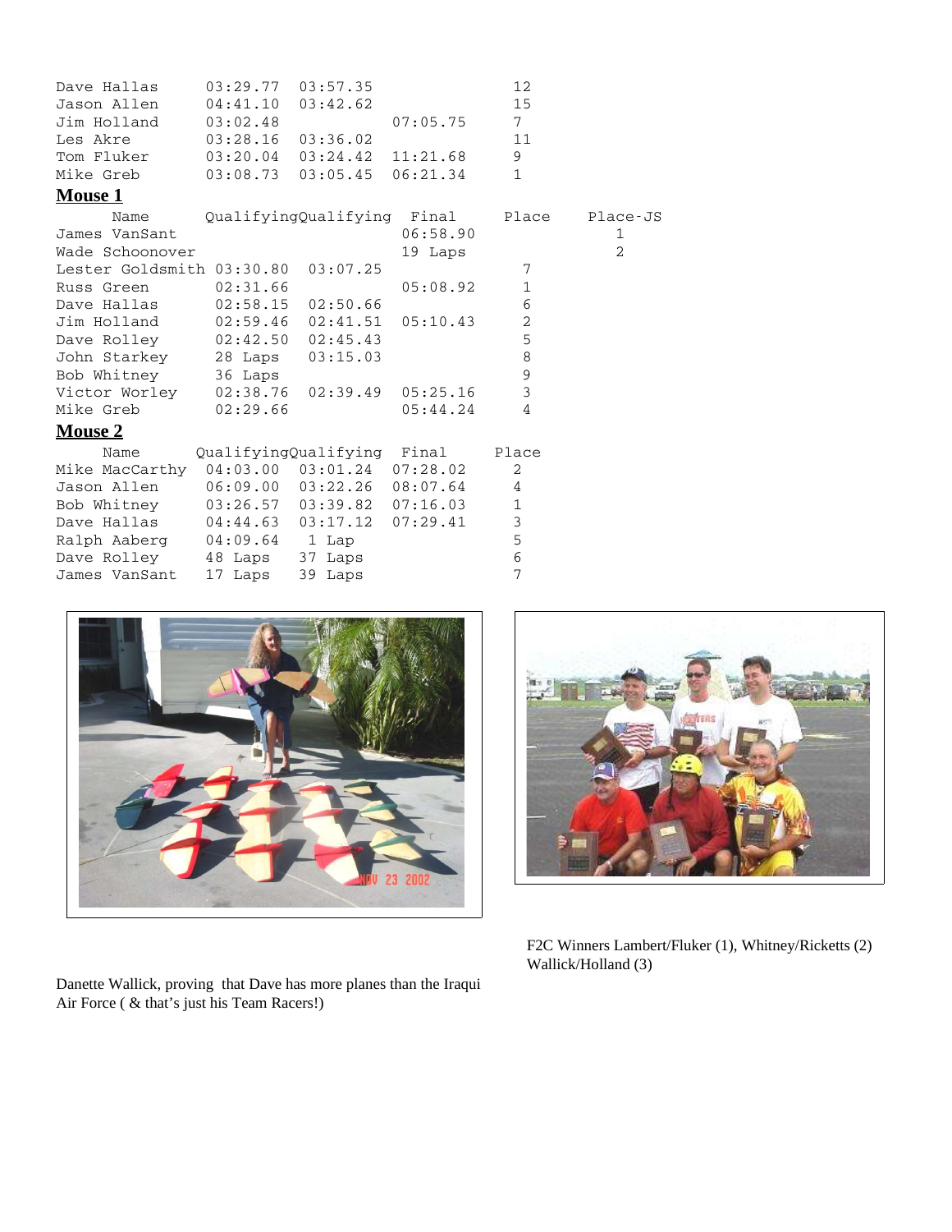| | | | | |
|---|---|---|---|---|
| Dave Hallas | 03:29.77 | 03:57.35 | | 12 |
| Jason Allen | 04:41.10 | 03:42.62 | | 15 |
| Jim Holland | 03:02.48 | | 07:05.75 | 7 |
| Les Akre | 03:28.16 | 03:36.02 | | 11 |
| Tom Fluker | 03:20.04 | 03:24.42 | 11:21.68 | 9 |
| Mike Greb | 03:08.73 | 03:05.45 | 06:21.34 | 1 |

## Mouse 1

| Name | Qualifying | Qualifying | Final | Place | Place-JS |
|---|---|---|---|---|---|
| James VanSant | | | 06:58.90 | | 1 |
| Wade Schoonover | | | 19 Laps | | 2 |
| Lester Goldsmith | 03:30.80 | 03:07.25 | | 7 | |
| Russ Green | 02:31.66 | | 05:08.92 | 1 | |
| Dave Hallas | 02:58.15 | 02:50.66 | | 6 | |
| Jim Holland | 02:59.46 | 02:41.51 | 05:10.43 | 2 | |
| Dave Rolley | 02:42.50 | 02:45.43 | | 5 | |
| John Starkey | 28 Laps | 03:15.03 | | 8 | |
| Bob Whitney | 36 Laps | | | 9 | |
| Victor Worley | 02:38.76 | 02:39.49 | 05:25.16 | 3 | |
| Mike Greb | 02:29.66 | | 05:44.24 | 4 | |

## Mouse 2

| Name | Qualifying | Qualifying | Final | Place |
|---|---|---|---|---|
| Mike MacCarthy | 04:03.00 | 03:01.24 | 07:28.02 | 2 |
| Jason Allen | 06:09.00 | 03:22.26 | 08:07.64 | 4 |
| Bob Whitney | 03:26.57 | 03:39.82 | 07:16.03 | 1 |
| Dave Hallas | 04:44.63 | 03:17.12 | 07:29.41 | 3 |
| Ralph Aaberg | 04:09.64 | 1 Lap | | 5 |
| Dave Rolley | 48 Laps | 37 Laps | | 6 |
| James VanSant | 17 Laps | 39 Laps | | 7 |

Danette Wallick, proving that Dave has more planes than the Iraqui Air Force ( & that's just his Team Racers!)

F2C Winners Lambert/Fluker (1), Whitney/Ricketts (2) Wallick/Holland (3)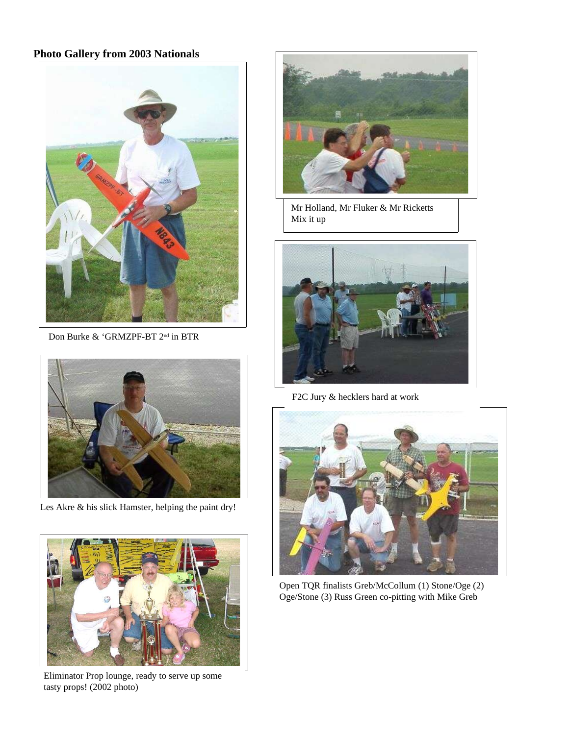## Photo Gallery from 2003 Nationals

Don Burke & 'GRMZPF-BT 2nd in BTR

Les Akre & his slick Hamster, helping the paint dry!

Eliminator Prop lounge, ready to serve up some tasty props! (2002 photo)

Mr Holland, Mr Fluker & Mr Ricketts Mix it up

F2C Jury & hecklers hard at work

Open TQR finalists Greb/McCollum (1) Stone/Oge (2) Oge/Stone (3) Russ Green co-pitting with Mike Greb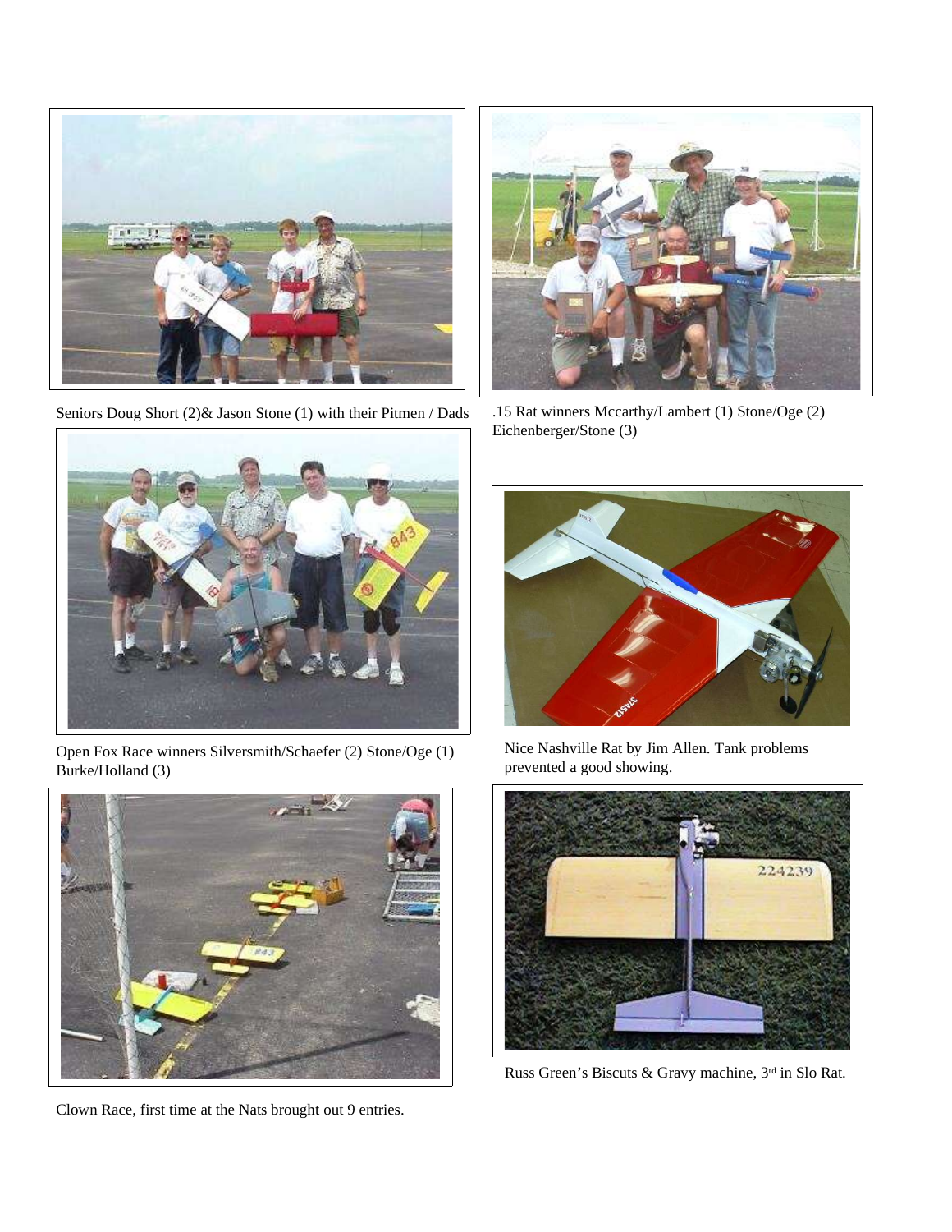Seniors Doug Short (2)& Jason Stone (1) with their Pitmen / Dads

.15 Rat winners Mccarthy/Lambert (1) Stone/Oge (2) Eichenberger/Stone (3)

Open Fox Race winners Silversmith/Schaefer (2) Stone/Oge (1) Burke/Holland (3)

Nice Nashville Rat by Jim Allen. Tank problems prevented a good showing.

Clown Race, first time at the Nats brought out 9 entries.

Russ Green's Biscuts & Gravy machine, 3rd in Slo Rat.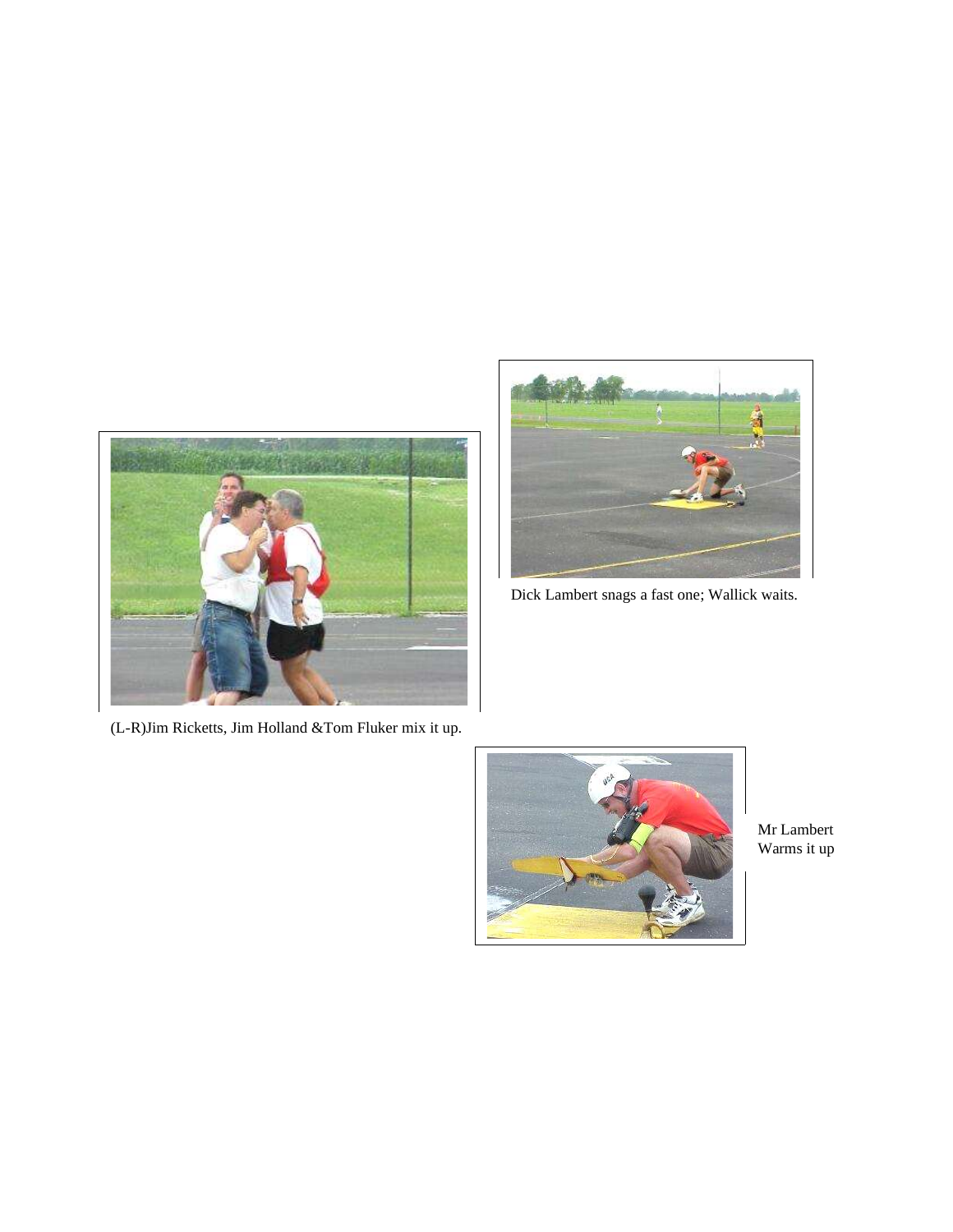Dick Lambert snags a fast one; Wallick waits.

(L-R)Jim Ricketts, Jim Holland &Tom Fluker mix it up.

Mr Lambert Warms it up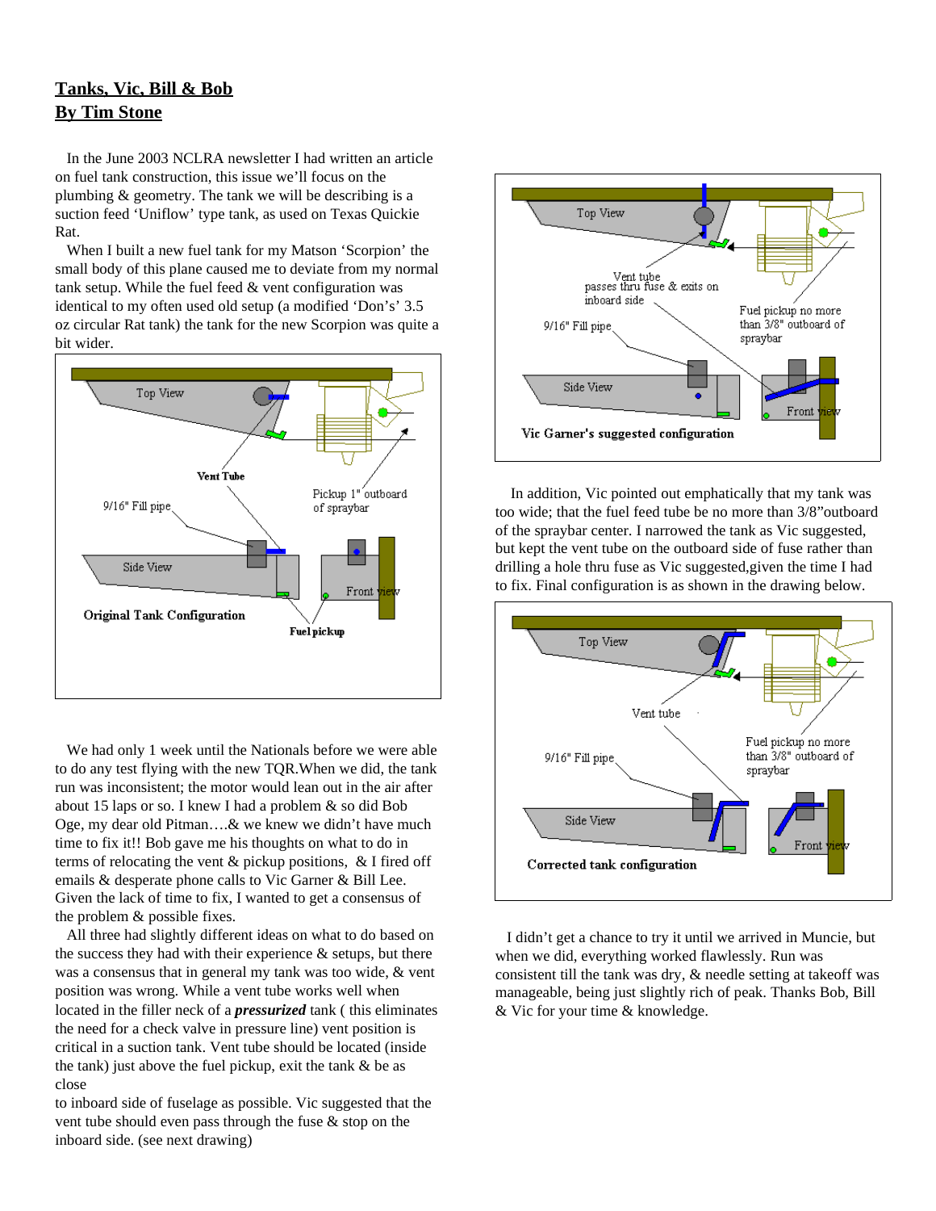## Tanks, Vic, Bill & Bob
## By Tim Stone

In the June 2003 NCLRA newsletter I had written an article on fuel tank construction, this issue we'll focus on the plumbing & geometry. The tank we will be describing is a suction feed 'Uniflow' type tank, as used on Texas Quickie Rat.

When I built a new fuel tank for my Matson 'Scorpion' the small body of this plane caused me to deviate from my normal tank setup. While the fuel feed & vent configuration was identical to my often used old setup (a modified 'Don's' 3.5 oz circular Rat tank) the tank for the new Scorpion was quite a bit wider.

Top View — Vent Tube — 9/16" Fill pipe — Pickup 1" outboard of spraybar — Side View — Front view — Fuel pickup

Original Tank Configuration

We had only 1 week until the Nationals before we were able to do any test flying with the new TQR.When we did, the tank run was inconsistent; the motor would lean out in the air after about 15 laps or so. I knew I had a problem & so did Bob Oge, my dear old Pitman….& we knew we didn't have much time to fix it!! Bob gave me his thoughts on what to do in terms of relocating the vent & pickup positions, & I fired off emails & desperate phone calls to Vic Garner & Bill Lee. Given the lack of time to fix, I wanted to get a consensus of the problem & possible fixes.

All three had slightly different ideas on what to do based on the success they had with their experience & setups, but there was a consensus that in general my tank was too wide, & vent position was wrong. While a vent tube works well when located in the filler neck of a ***pressurized*** tank ( this eliminates the need for a check valve in pressure line) vent position is critical in a suction tank. Vent tube should be located (inside the tank) just above the fuel pickup, exit the tank & be as close to inboard side of fuselage as possible. Vic suggested that the vent tube should even pass through the fuse & stop on the inboard side. (see next drawing)

Top View — Vent tube passes thru fuse & exits on inboard side — 9/16" Fill pipe — Fuel pickup no more than 3/8" outboard of spraybar — Side View — Front view

Vic Garner's suggested configuration

In addition, Vic pointed out emphatically that my tank was too wide; that the fuel feed tube be no more than 3/8"outboard of the spraybar center. I narrowed the tank as Vic suggested, but kept the vent tube on the outboard side of fuse rather than drilling a hole thru fuse as Vic suggested,given the time I had to fix. Final configuration is as shown in the drawing below.

Top View — Vent tube — 9/16" Fill pipe — Fuel pickup no more than 3/8" outboard of spraybar — Side View — Front view

Corrected tank configuration

I didn't get a chance to try it until we arrived in Muncie, but when we did, everything worked flawlessly. Run was consistent till the tank was dry, & needle setting at takeoff was manageable, being just slightly rich of peak. Thanks Bob, Bill & Vic for your time & knowledge.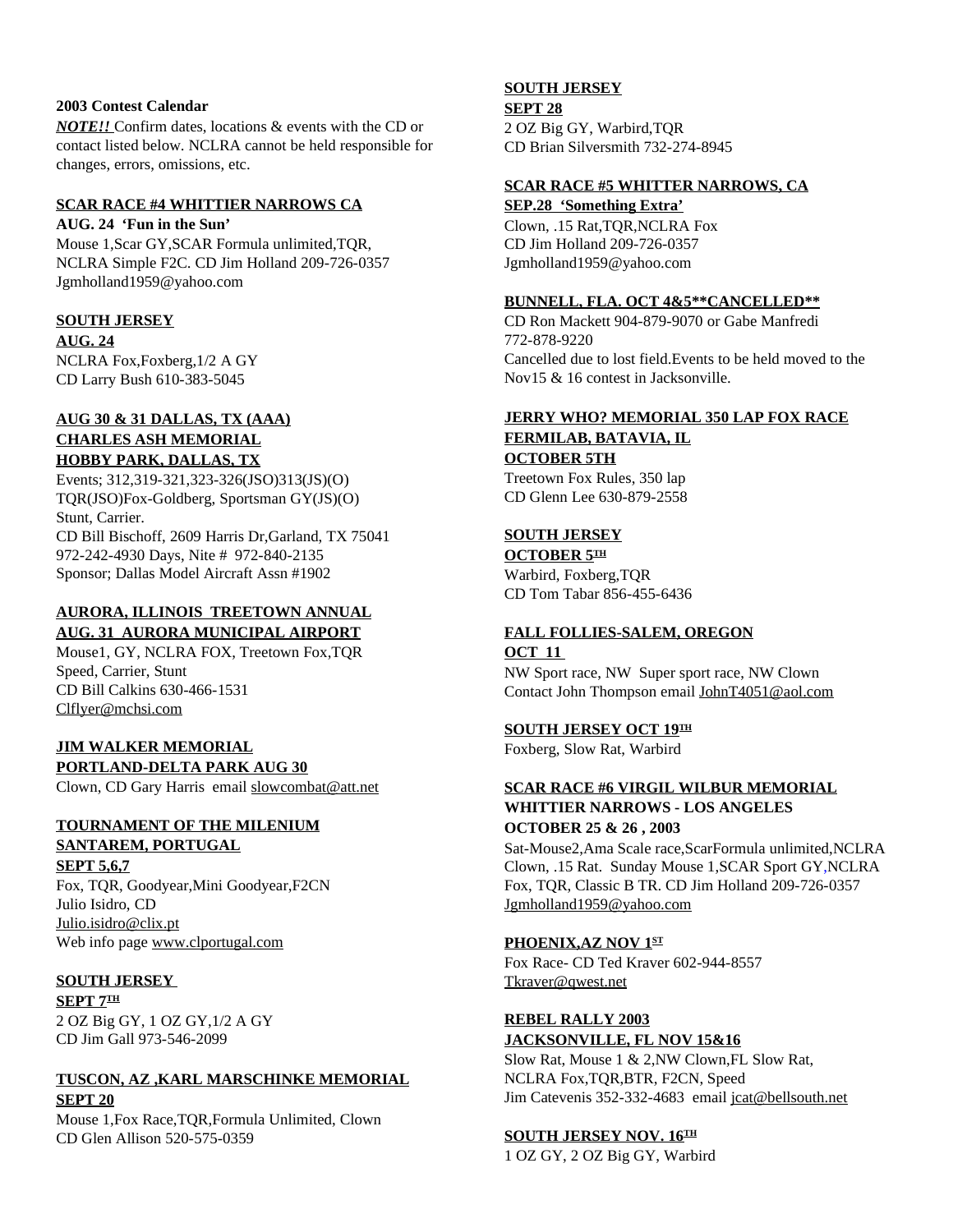**2003 Contest Calendar**

***NOTE!!*** Confirm dates, locations & events with the CD or contact listed below. NCLRA cannot be held responsible for changes, errors, omissions, etc.

**SCAR RACE #4 WHITTIER NARROWS CA**
**AUG. 24 'Fun in the Sun'**
Mouse 1,Scar GY,SCAR Formula unlimited,TQR, NCLRA Simple F2C. CD Jim Holland 209-726-0357
Jgmholland1959@yahoo.com

**SOUTH JERSEY**
**AUG. 24**
NCLRA Fox,Foxberg,1/2 A GY
CD Larry Bush 610-383-5045

**AUG 30 & 31 DALLAS, TX (AAA)**
**CHARLES ASH MEMORIAL**
**HOBBY PARK, DALLAS, TX**
Events; 312,319-321,323-326(JSO)313(JS)(O) TQR(JSO)Fox-Goldberg, Sportsman GY(JS)(O) Stunt, Carrier.
CD Bill Bischoff, 2609 Harris Dr,Garland, TX 75041
972-242-4930 Days, Nite # 972-840-2135
Sponsor; Dallas Model Aircraft Assn #1902

**AURORA, ILLINOIS TREETOWN ANNUAL**
**AUG. 31 AURORA MUNICIPAL AIRPORT**
Mouse1, GY, NCLRA FOX, Treetown Fox,TQR
Speed, Carrier, Stunt
CD Bill Calkins 630-466-1531
Clflyer@mchsi.com

**JIM WALKER MEMORIAL**
**PORTLAND-DELTA PARK AUG 30**
Clown, CD Gary Harris email slowcombat@att.net

**TOURNAMENT OF THE MILENIUM**
**SANTAREM, PORTUGAL**
**SEPT 5,6,7**
Fox, TQR, Goodyear,Mini Goodyear,F2CN
Julio Isidro, CD
Julio.isidro@clix.pt
Web info page www.clportugal.com

**SOUTH JERSEY**
**SEPT 7TH**
2 OZ Big GY, 1 OZ GY,1/2 A GY
CD Jim Gall 973-546-2099

**TUSCON, AZ ,KARL MARSCHINKE MEMORIAL**
**SEPT 20**
Mouse 1,Fox Race,TQR,Formula Unlimited, Clown
CD Glen Allison 520-575-0359

**SOUTH JERSEY**
**SEPT 28**
2 OZ Big GY, Warbird,TQR
CD Brian Silversmith 732-274-8945

**SCAR RACE #5 WHITTER NARROWS, CA**
**SEP.28 'Something Extra'**
Clown, .15 Rat,TQR,NCLRA Fox
CD Jim Holland 209-726-0357
Jgmholland1959@yahoo.com

**BUNNELL, FLA. OCT 4&5\*\*CANCELLED\*\***
CD Ron Mackett 904-879-9070 or Gabe Manfredi 772-878-9220
Cancelled due to lost field.Events to be held moved to the Nov15 & 16 contest in Jacksonville.

**JERRY WHO? MEMORIAL 350 LAP FOX RACE**
**FERMILAB, BATAVIA, IL**
**OCTOBER 5TH**
Treetown Fox Rules, 350 lap
CD Glenn Lee 630-879-2558

**SOUTH JERSEY**
**OCTOBER 5TH**
Warbird, Foxberg,TQR
CD Tom Tabar 856-455-6436

**FALL FOLLIES-SALEM, OREGON**
**OCT 11**
NW Sport race, NW Super sport race, NW Clown
Contact John Thompson email JohnT4051@aol.com

**SOUTH JERSEY OCT 19TH**
Foxberg, Slow Rat, Warbird

**SCAR RACE #6 VIRGIL WILBUR MEMORIAL**
**WHITTIER NARROWS - LOS ANGELES**
**OCTOBER 25 & 26 , 2003**
Sat-Mouse2,Ama Scale race,ScarFormula unlimited,NCLRA Clown, .15 Rat. Sunday Mouse 1,SCAR Sport GY,NCLRA Fox, TQR, Classic B TR. CD Jim Holland 209-726-0357
Jgmholland1959@yahoo.com

**PHOENIX,AZ NOV 1ST**
Fox Race- CD Ted Kraver 602-944-8557
Tkraver@qwest.net

**REBEL RALLY 2003**
**JACKSONVILLE, FL NOV 15&16**
Slow Rat, Mouse 1 & 2,NW Clown,FL Slow Rat, NCLRA Fox,TQR,BTR, F2CN, Speed
Jim Catevenis 352-332-4683 email jcat@bellsouth.net

**SOUTH JERSEY NOV. 16TH**
1 OZ GY, 2 OZ Big GY, Warbird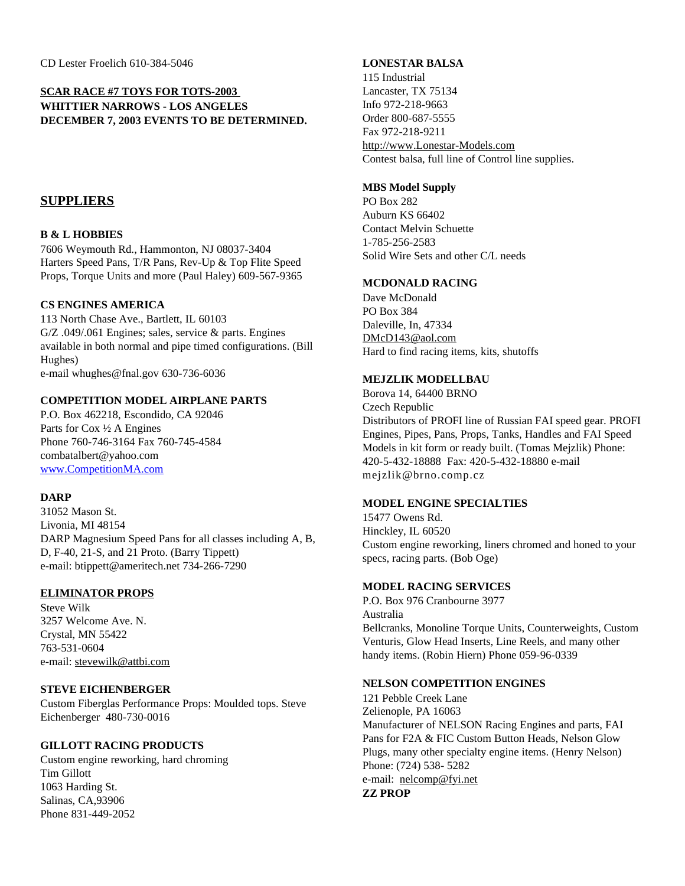CD Lester Froelich 610-384-5046

**SCAR RACE #7 TOYS FOR TOTS-2003**
**WHITTIER NARROWS - LOS ANGELES**
**DECEMBER 7, 2003 EVENTS TO BE DETERMINED.**

## SUPPLIERS

**B & L HOBBIES**
7606 Weymouth Rd., Hammonton, NJ 08037-3404
Harters Speed Pans, T/R Pans, Rev-Up & Top Flite Speed Props, Torque Units and more (Paul Haley) 609-567-9365

**CS ENGINES AMERICA**
113 North Chase Ave., Bartlett, IL 60103
G/Z .049/.061 Engines; sales, service & parts. Engines available in both normal and pipe timed configurations. (Bill Hughes)
e-mail whughes@fnal.gov 630-736-6036

**COMPETITION MODEL AIRPLANE PARTS**
P.O. Box 462218, Escondido, CA 92046
Parts for Cox ½ A Engines
Phone 760-746-3164 Fax 760-745-4584
combatalbert@yahoo.com
www.CompetitionMA.com

**DARP**
31052 Mason St.
Livonia, MI 48154
DARP Magnesium Speed Pans for all classes including A, B, D, F-40, 21-S, and 21 Proto. (Barry Tippett)
e-mail: btippett@ameritech.net 734-266-7290

**ELIMINATOR PROPS**
Steve Wilk
3257 Welcome Ave. N.
Crystal, MN 55422
763-531-0604
e-mail: stevewilk@attbi.com

**STEVE EICHENBERGER**
Custom Fiberglas Performance Props: Moulded tops. Steve Eichenberger 480-730-0016

**GILLOTT RACING PRODUCTS**
Custom engine reworking, hard chroming
Tim Gillott
1063 Harding St.
Salinas, CA,93906
Phone 831-449-2052

**LONESTAR BALSA**
115 Industrial
Lancaster, TX 75134
Info 972-218-9663
Order 800-687-5555
Fax 972-218-9211
http://www.Lonestar-Models.com
Contest balsa, full line of Control line supplies.

**MBS Model Supply**
PO Box 282
Auburn KS 66402
Contact Melvin Schuette
1-785-256-2583
Solid Wire Sets and other C/L needs

**MCDONALD RACING**
Dave McDonald
PO Box 384
Daleville, In, 47334
DMcD143@aol.com
Hard to find racing items, kits, shutoffs

**MEJZLIK MODELLBAU**
Borova 14, 64400 BRNO
Czech Republic
Distributors of PROFI line of Russian FAI speed gear. PROFI Engines, Pipes, Pans, Props, Tanks, Handles and FAI Speed Models in kit form or ready built. (Tomas Mejzlik) Phone: 420-5-432-18888 Fax: 420-5-432-18880 e-mail mejzlik@brno.comp.cz

**MODEL ENGINE SPECIALTIES**
15477 Owens Rd.
Hinckley, IL 60520
Custom engine reworking, liners chromed and honed to your specs, racing parts. (Bob Oge)

**MODEL RACING SERVICES**
P.O. Box 976 Cranbourne 3977
Australia
Bellcranks, Monoline Torque Units, Counterweights, Custom Venturis, Glow Head Inserts, Line Reels, and many other handy items. (Robin Hiern) Phone 059-96-0339

**NELSON COMPETITION ENGINES**
121 Pebble Creek Lane
Zelienople, PA 16063
Manufacturer of NELSON Racing Engines and parts, FAI Pans for F2A & FIC Custom Button Heads, Nelson Glow Plugs, many other specialty engine items. (Henry Nelson)
Phone: (724) 538- 5282
e-mail: nelcomp@fyi.net

**ZZ PROP**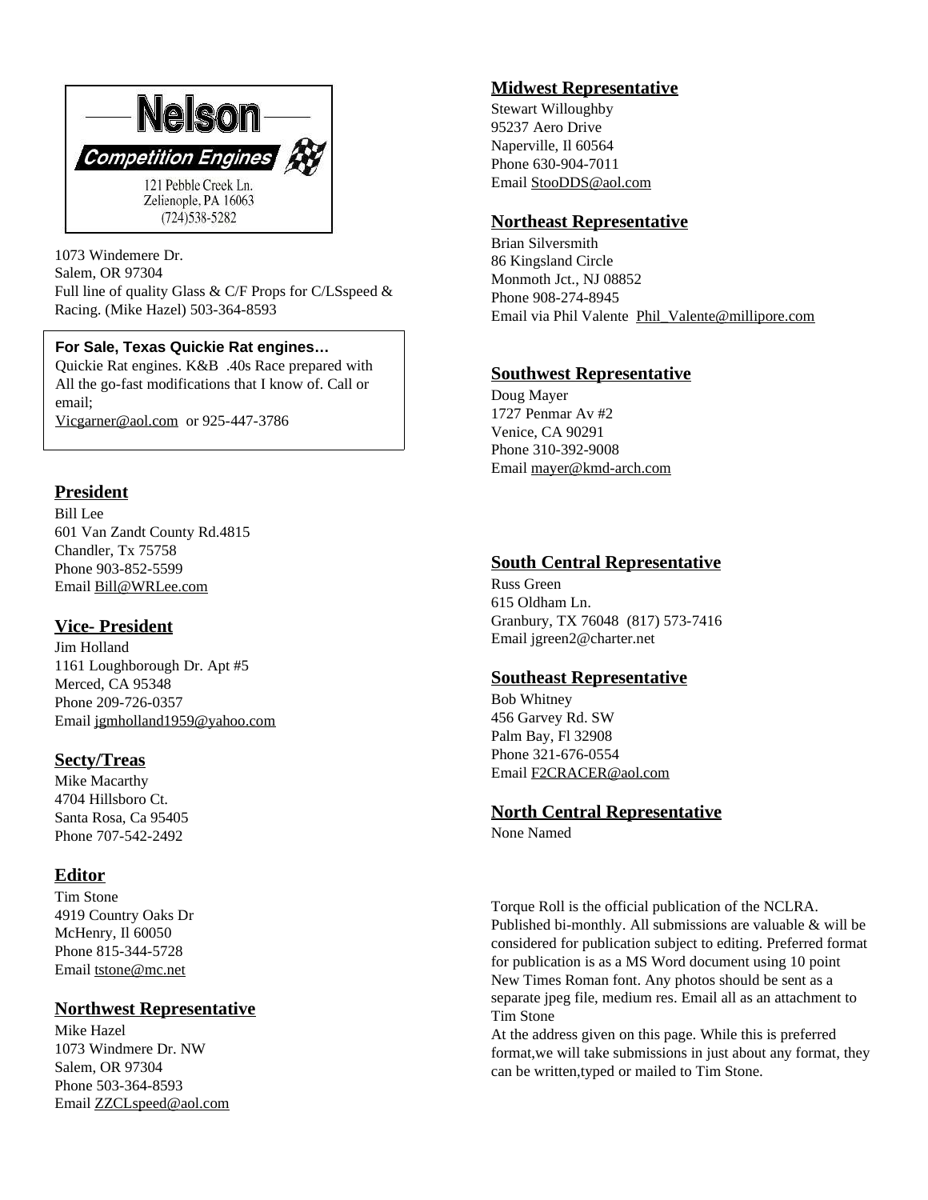Nelson

Competition Engines

121 Pebble Creek Ln.
Zelienople, PA 16063
(724)538-5282

1073 Windemere Dr.
Salem, OR 97304
Full line of quality Glass & C/F Props for C/LSspeed & Racing. (Mike Hazel) 503-364-8593

**For Sale, Texas Quickie Rat engines…**
Quickie Rat engines. K&B .40s Race prepared with All the go-fast modifications that I know of. Call or email;
Vicgarner@aol.com or 925-447-3786

## President

Bill Lee
601 Van Zandt County Rd.4815
Chandler, Tx 75758
Phone 903-852-5599
Email Bill@WRLee.com

## Vice- President

Jim Holland
1161 Loughborough Dr. Apt #5
Merced, CA 95348
Phone 209-726-0357
Email jgmholland1959@yahoo.com

## Secty/Treas

Mike Macarthy
4704 Hillsboro Ct.
Santa Rosa, Ca 95405
Phone 707-542-2492

## Editor

Tim Stone
4919 Country Oaks Dr
McHenry, Il 60050
Phone 815-344-5728
Email tstone@mc.net

## Northwest Representative

Mike Hazel
1073 Windmere Dr. NW
Salem, OR 97304
Phone 503-364-8593
Email ZZCLspeed@aol.com

## Midwest Representative

Stewart Willoughby
95237 Aero Drive
Naperville, Il 60564
Phone 630-904-7011
Email StooDDS@aol.com

## Northeast Representative

Brian Silversmith
86 Kingsland Circle
Monmoth Jct., NJ 08852
Phone 908-274-8945
Email via Phil Valente Phil_Valente@millipore.com

## Southwest Representative

Doug Mayer
1727 Penmar Av #2
Venice, CA 90291
Phone 310-392-9008
Email mayer@kmd-arch.com

## South Central Representative

Russ Green
615 Oldham Ln.
Granbury, TX 76048 (817) 573-7416
Email jgreen2@charter.net

## Southeast Representative

Bob Whitney
456 Garvey Rd. SW
Palm Bay, Fl 32908
Phone 321-676-0554
Email F2CRACER@aol.com

## North Central Representative

None Named

Torque Roll is the official publication of the NCLRA. Published bi-monthly. All submissions are valuable & will be considered for publication subject to editing. Preferred format for publication is as a MS Word document using 10 point New Times Roman font. Any photos should be sent as a separate jpeg file, medium res. Email all as an attachment to Tim Stone
At the address given on this page. While this is preferred format,we will take submissions in just about any format, they can be written,typed or mailed to Tim Stone.